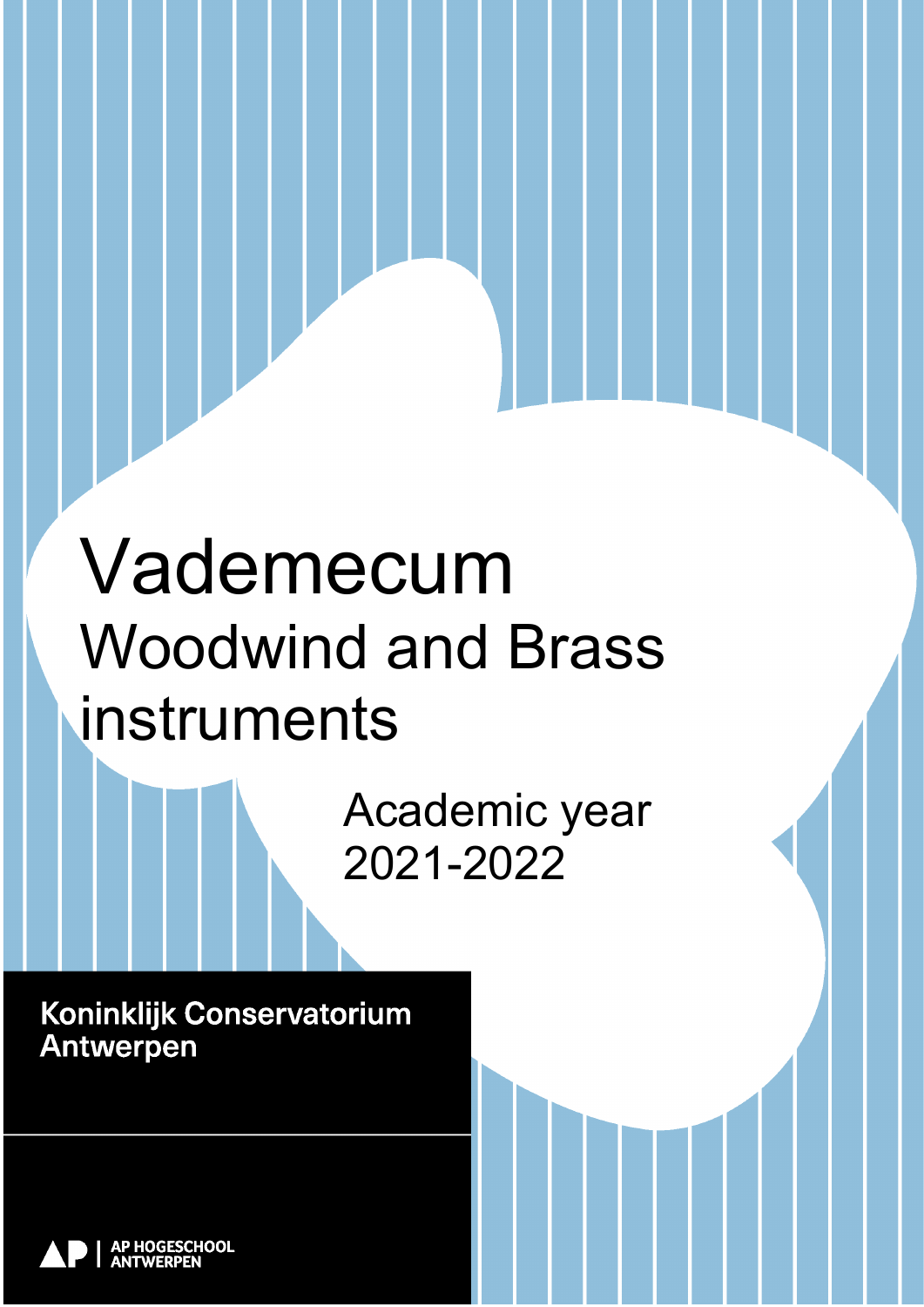# Vademecum

## Woodwind and Brass instruments

Academic year 2021-2022

**Koninklijk Conservatorium Antwerpen**

AP HOGESCHOOL ANTWERPEN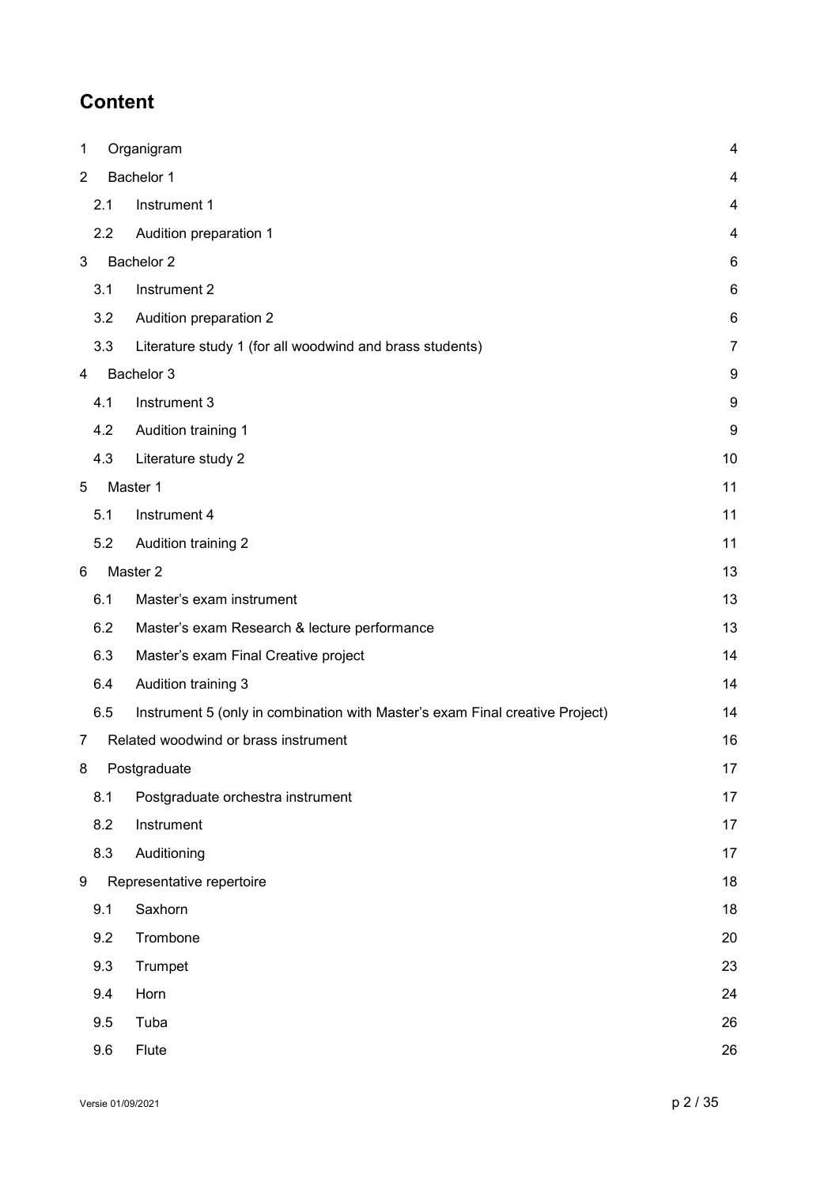# Content

| | | |
|---|---|---|
| 1 | Organigram | 4 |
| 2 | Bachelor 1 | 4 |
| 2.1 | Instrument 1 | 4 |
| 2.2 | Audition preparation 1 | 4 |
| 3 | Bachelor 2 | 6 |
| 3.1 | Instrument 2 | 6 |
| 3.2 | Audition preparation 2 | 6 |
| 3.3 | Literature study 1 (for all woodwind and brass students) | 7 |
| 4 | Bachelor 3 | 9 |
| 4.1 | Instrument 3 | 9 |
| 4.2 | Audition training 1 | 9 |
| 4.3 | Literature study 2 | 10 |
| 5 | Master 1 | 11 |
| 5.1 | Instrument 4 | 11 |
| 5.2 | Audition training 2 | 11 |
| 6 | Master 2 | 13 |
| 6.1 | Master's exam instrument | 13 |
| 6.2 | Master's exam Research & lecture performance | 13 |
| 6.3 | Master's exam Final Creative project | 14 |
| 6.4 | Audition training 3 | 14 |
| 6.5 | Instrument 5 (only in combination with Master's exam Final creative Project) | 14 |
| 7 | Related woodwind or brass instrument | 16 |
| 8 | Postgraduate | 17 |
| 8.1 | Postgraduate orchestra instrument | 17 |
| 8.2 | Instrument | 17 |
| 8.3 | Auditioning | 17 |
| 9 | Representative repertoire | 18 |
| 9.1 | Saxhorn | 18 |
| 9.2 | Trombone | 20 |
| 9.3 | Trumpet | 23 |
| 9.4 | Horn | 24 |
| 9.5 | Tuba | 26 |
| 9.6 | Flute | 26 |

Versie 01/09/2021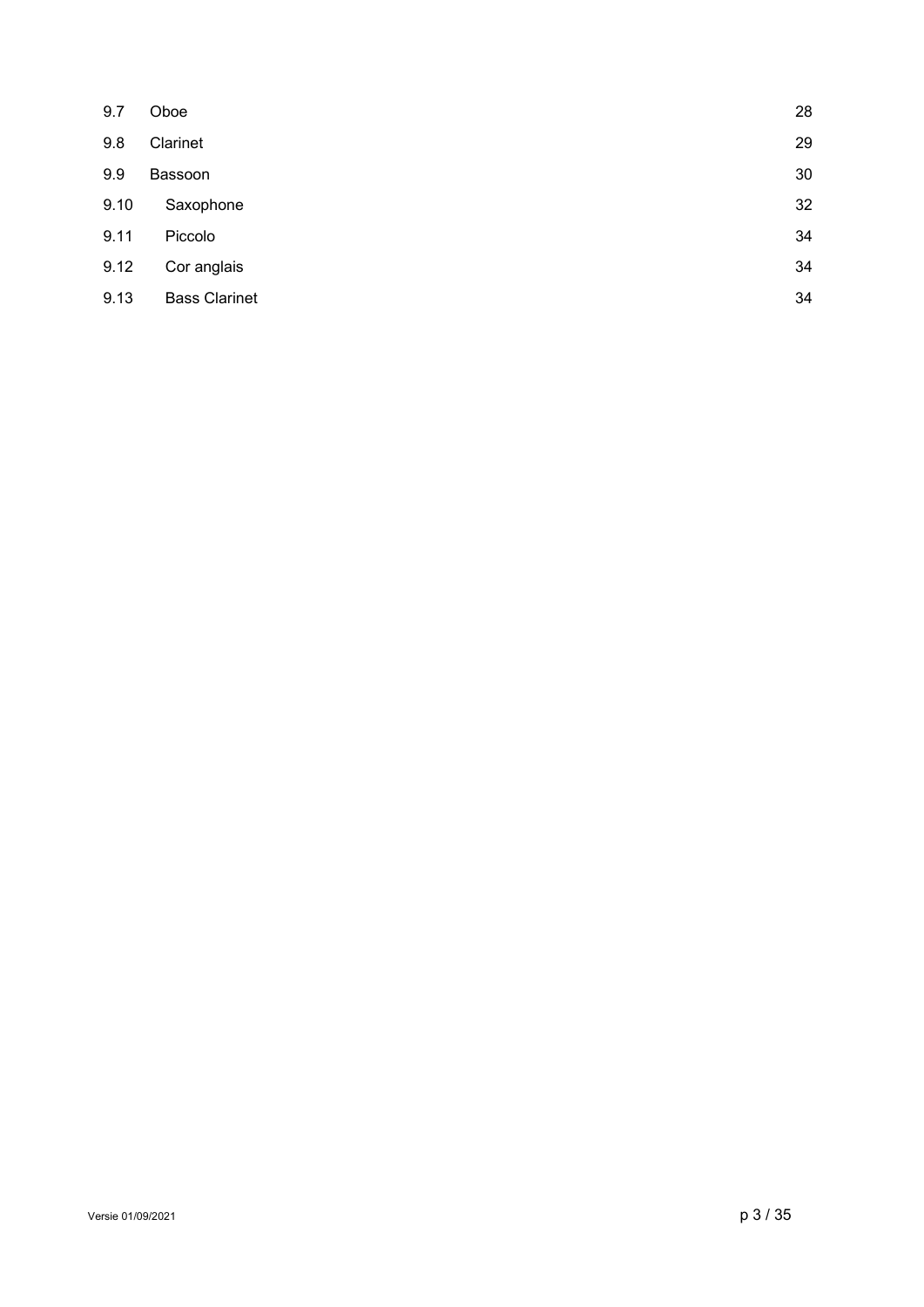| | | |
|---|---|---|
| 9.7 | Oboe | 28 |
| 9.8 | Clarinet | 29 |
| 9.9 | Bassoon | 30 |
| 9.10 | Saxophone | 32 |
| 9.11 | Piccolo | 34 |
| 9.12 | Cor anglais | 34 |
| 9.13 | Bass Clarinet | 34 |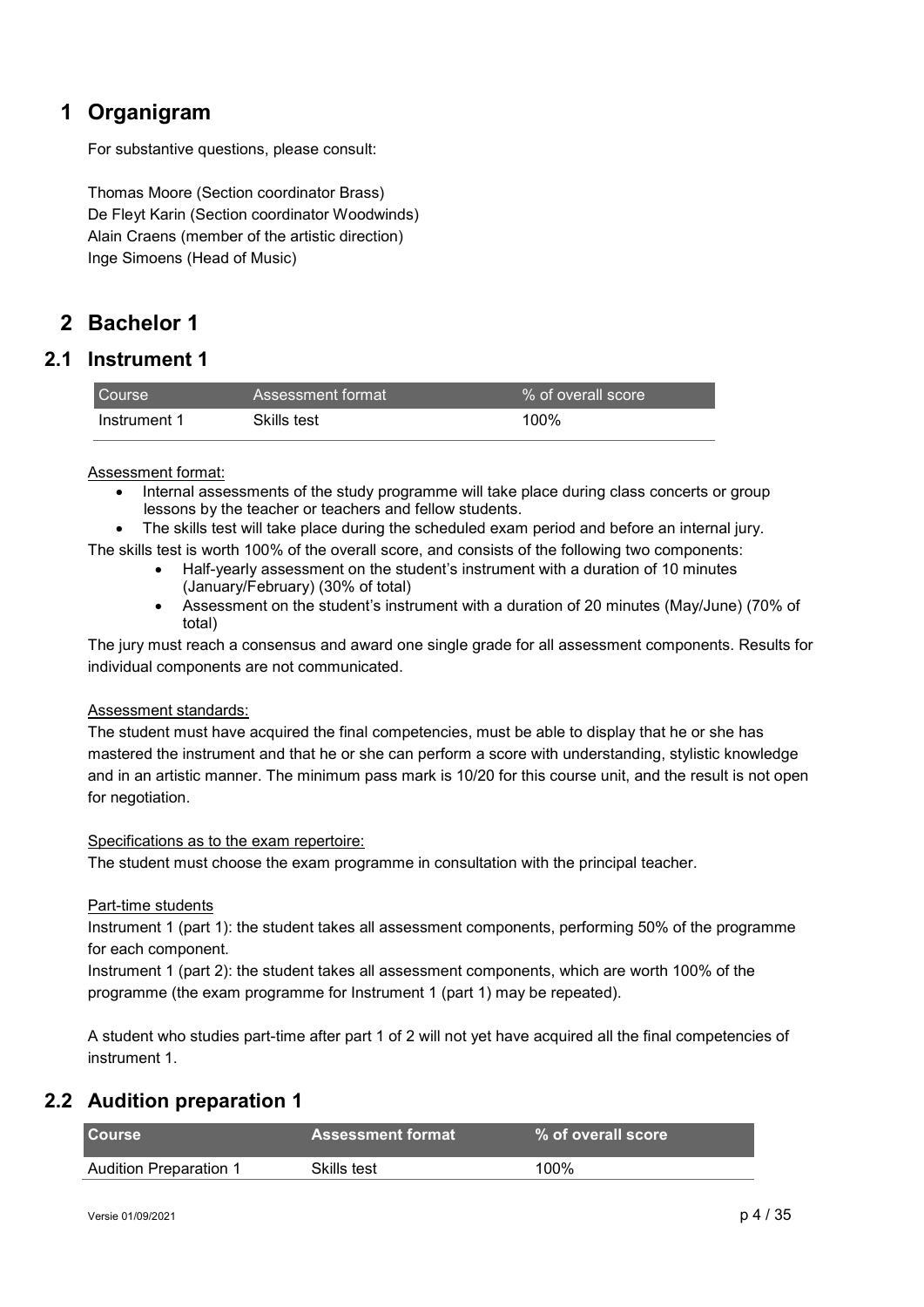# 1 Organigram

For substantive questions, please consult:

Thomas Moore (Section coordinator Brass)
De Fleyt Karin (Section coordinator Woodwinds)
Alain Craens (member of the artistic direction)
Inge Simoens (Head of Music)

# 2 Bachelor 1

## 2.1 Instrument 1

| Course | Assessment format | % of overall score |
|---|---|---|
| Instrument 1 | Skills test | 100% |

Assessment format:

- Internal assessments of the study programme will take place during class concerts or group lessons by the teacher or teachers and fellow students.
- The skills test will take place during the scheduled exam period and before an internal jury.

The skills test is worth 100% of the overall score, and consists of the following two components:

- Half-yearly assessment on the student's instrument with a duration of 10 minutes (January/February) (30% of total)
- Assessment on the student's instrument with a duration of 20 minutes (May/June) (70% of total)

The jury must reach a consensus and award one single grade for all assessment components. Results for individual components are not communicated.

Assessment standards:

The student must have acquired the final competencies, must be able to display that he or she has mastered the instrument and that he or she can perform a score with understanding, stylistic knowledge and in an artistic manner. The minimum pass mark is 10/20 for this course unit, and the result is not open for negotiation.

Specifications as to the exam repertoire:

The student must choose the exam programme in consultation with the principal teacher.

Part-time students

Instrument 1 (part 1): the student takes all assessment components, performing 50% of the programme for each component.

Instrument 1 (part 2): the student takes all assessment components, which are worth 100% of the programme (the exam programme for Instrument 1 (part 1) may be repeated).

A student who studies part-time after part 1 of 2 will not yet have acquired all the final competencies of instrument 1.

## 2.2 Audition preparation 1

| Course | Assessment format | % of overall score |
|---|---|---|
| Audition Preparation 1 | Skills test | 100% |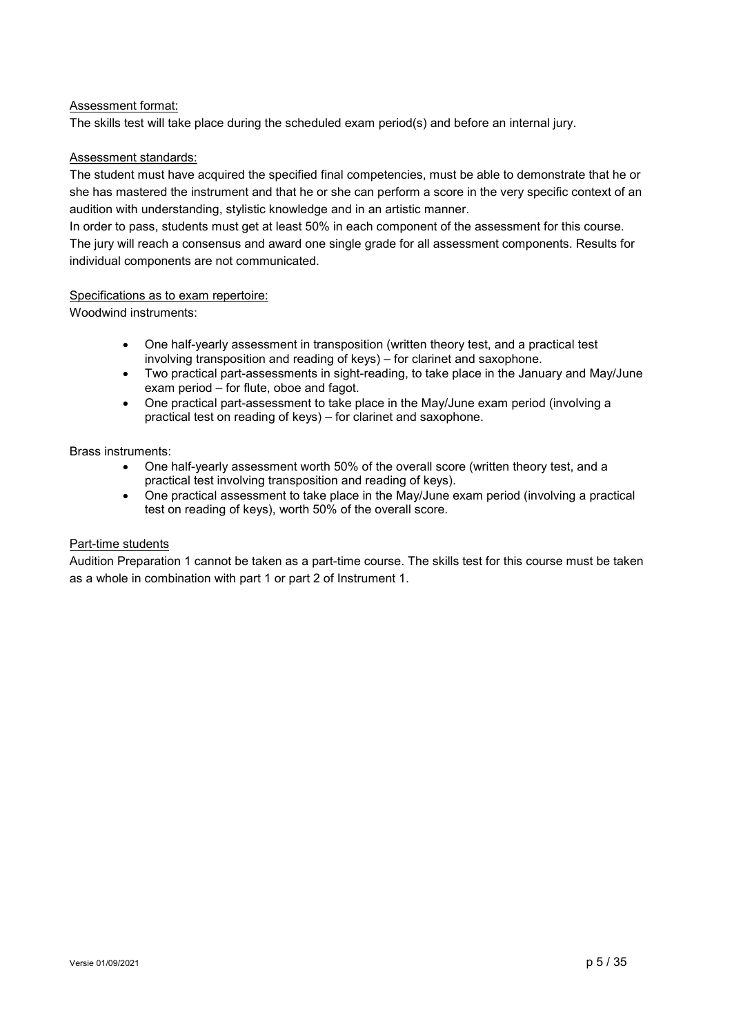Assessment format:

The skills test will take place during the scheduled exam period(s) and before an internal jury.

Assessment standards:

The student must have acquired the specified final competencies, must be able to demonstrate that he or she has mastered the instrument and that he or she can perform a score in the very specific context of an audition with understanding, stylistic knowledge and in an artistic manner.

In order to pass, students must get at least 50% in each component of the assessment for this course. The jury will reach a consensus and award one single grade for all assessment components. Results for individual components are not communicated.

Specifications as to exam repertoire:

Woodwind instruments:

- One half-yearly assessment in transposition (written theory test, and a practical test involving transposition and reading of keys) – for clarinet and saxophone.
- Two practical part-assessments in sight-reading, to take place in the January and May/June exam period – for flute, oboe and fagot.
- One practical part-assessment to take place in the May/June exam period (involving a practical test on reading of keys) – for clarinet and saxophone.

Brass instruments:

- One half-yearly assessment worth 50% of the overall score (written theory test, and a practical test involving transposition and reading of keys).
- One practical assessment to take place in the May/June exam period (involving a practical test on reading of keys), worth 50% of the overall score.

Part-time students

Audition Preparation 1 cannot be taken as a part-time course. The skills test for this course must be taken as a whole in combination with part 1 or part 2 of Instrument 1.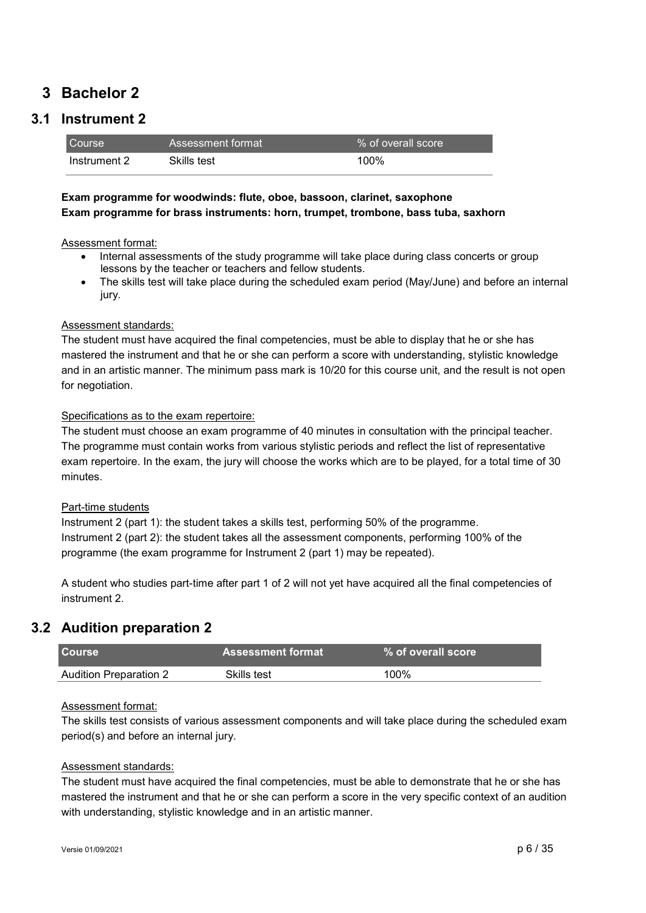# 3 Bachelor 2

## 3.1 Instrument 2

| Course | Assessment format | % of overall score |
|---|---|---|
| Instrument 2 | Skills test | 100% |

**Exam programme for woodwinds: flute, oboe, bassoon, clarinet, saxophone**
**Exam programme for brass instruments: horn, trumpet, trombone, bass tuba, saxhorn**

Assessment format:

- Internal assessments of the study programme will take place during class concerts or group lessons by the teacher or teachers and fellow students.
- The skills test will take place during the scheduled exam period (May/June) and before an internal jury.

Assessment standards:

The student must have acquired the final competencies, must be able to display that he or she has mastered the instrument and that he or she can perform a score with understanding, stylistic knowledge and in an artistic manner. The minimum pass mark is 10/20 for this course unit, and the result is not open for negotiation.

Specifications as to the exam repertoire:

The student must choose an exam programme of 40 minutes in consultation with the principal teacher. The programme must contain works from various stylistic periods and reflect the list of representative exam repertoire. In the exam, the jury will choose the works which are to be played, for a total time of 30 minutes.

Part-time students

Instrument 2 (part 1): the student takes a skills test, performing 50% of the programme.
Instrument 2 (part 2): the student takes all the assessment components, performing 100% of the programme (the exam programme for Instrument 2 (part 1) may be repeated).

A student who studies part-time after part 1 of 2 will not yet have acquired all the final competencies of instrument 2.

## 3.2 Audition preparation 2

| Course | Assessment format | % of overall score |
|---|---|---|
| Audition Preparation 2 | Skills test | 100% |

Assessment format:

The skills test consists of various assessment components and will take place during the scheduled exam period(s) and before an internal jury.

Assessment standards:

The student must have acquired the final competencies, must be able to demonstrate that he or she has mastered the instrument and that he or she can perform a score in the very specific context of an audition with understanding, stylistic knowledge and in an artistic manner.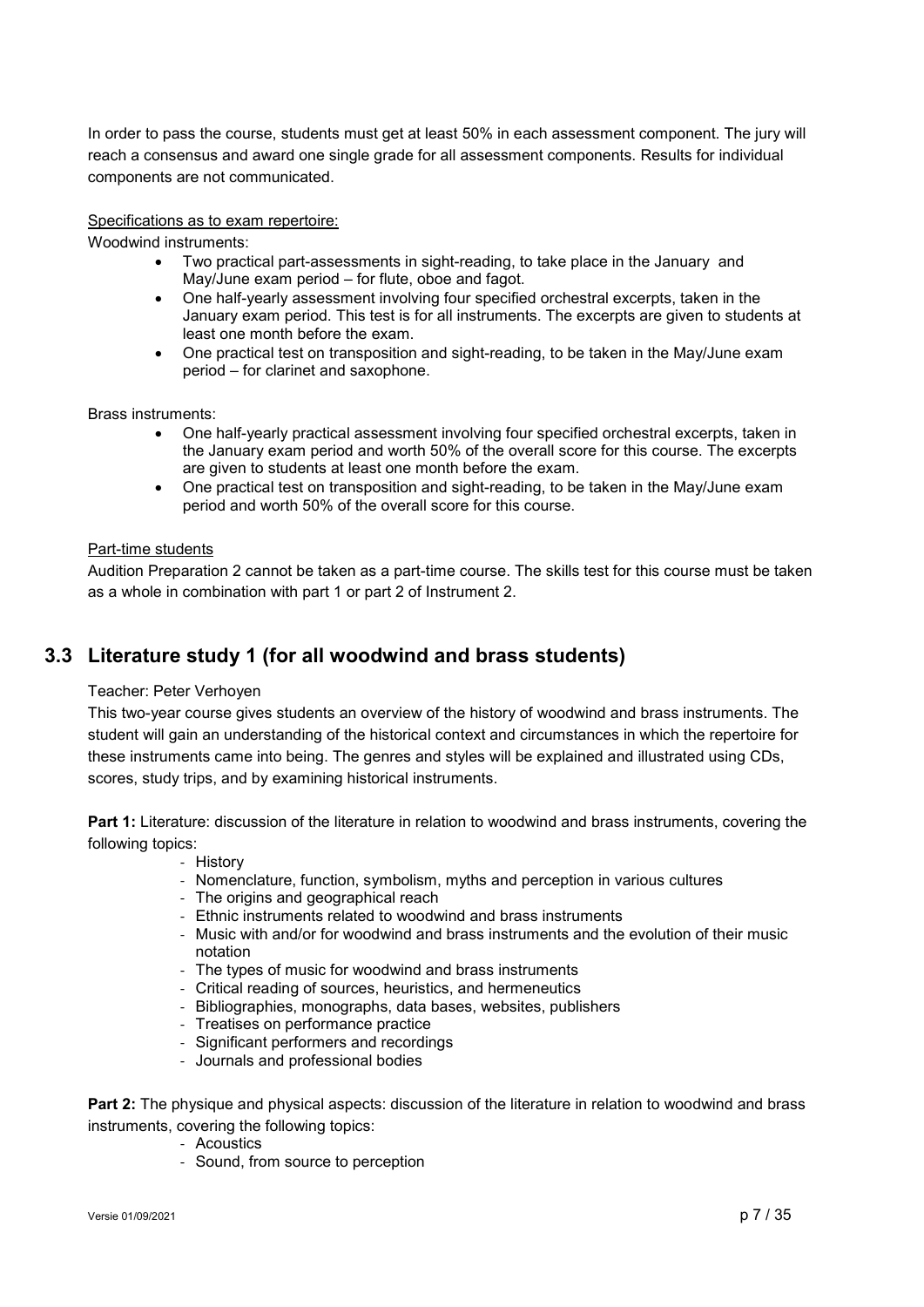In order to pass the course, students must get at least 50% in each assessment component. The jury will reach a consensus and award one single grade for all assessment components. Results for individual components are not communicated.

Specifications as to exam repertoire:

Woodwind instruments:

- Two practical part-assessments in sight-reading, to take place in the January and May/June exam period – for flute, oboe and fagot.
- One half-yearly assessment involving four specified orchestral excerpts, taken in the January exam period. This test is for all instruments. The excerpts are given to students at least one month before the exam.
- One practical test on transposition and sight-reading, to be taken in the May/June exam period – for clarinet and saxophone.

Brass instruments:

- One half-yearly practical assessment involving four specified orchestral excerpts, taken in the January exam period and worth 50% of the overall score for this course. The excerpts are given to students at least one month before the exam.
- One practical test on transposition and sight-reading, to be taken in the May/June exam period and worth 50% of the overall score for this course.

Part-time students

Audition Preparation 2 cannot be taken as a part-time course. The skills test for this course must be taken as a whole in combination with part 1 or part 2 of Instrument 2.

## 3.3 Literature study 1 (for all woodwind and brass students)

Teacher: Peter Verhoyen

This two-year course gives students an overview of the history of woodwind and brass instruments. The student will gain an understanding of the historical context and circumstances in which the repertoire for these instruments came into being. The genres and styles will be explained and illustrated using CDs, scores, study trips, and by examining historical instruments.

**Part 1:** Literature: discussion of the literature in relation to woodwind and brass instruments, covering the following topics:

- History
- Nomenclature, function, symbolism, myths and perception in various cultures
- The origins and geographical reach
- Ethnic instruments related to woodwind and brass instruments
- Music with and/or for woodwind and brass instruments and the evolution of their music notation
- The types of music for woodwind and brass instruments
- Critical reading of sources, heuristics, and hermeneutics
- Bibliographies, monographs, data bases, websites, publishers
- Treatises on performance practice
- Significant performers and recordings
- Journals and professional bodies

**Part 2:** The physique and physical aspects: discussion of the literature in relation to woodwind and brass instruments, covering the following topics:

- Acoustics
- Sound, from source to perception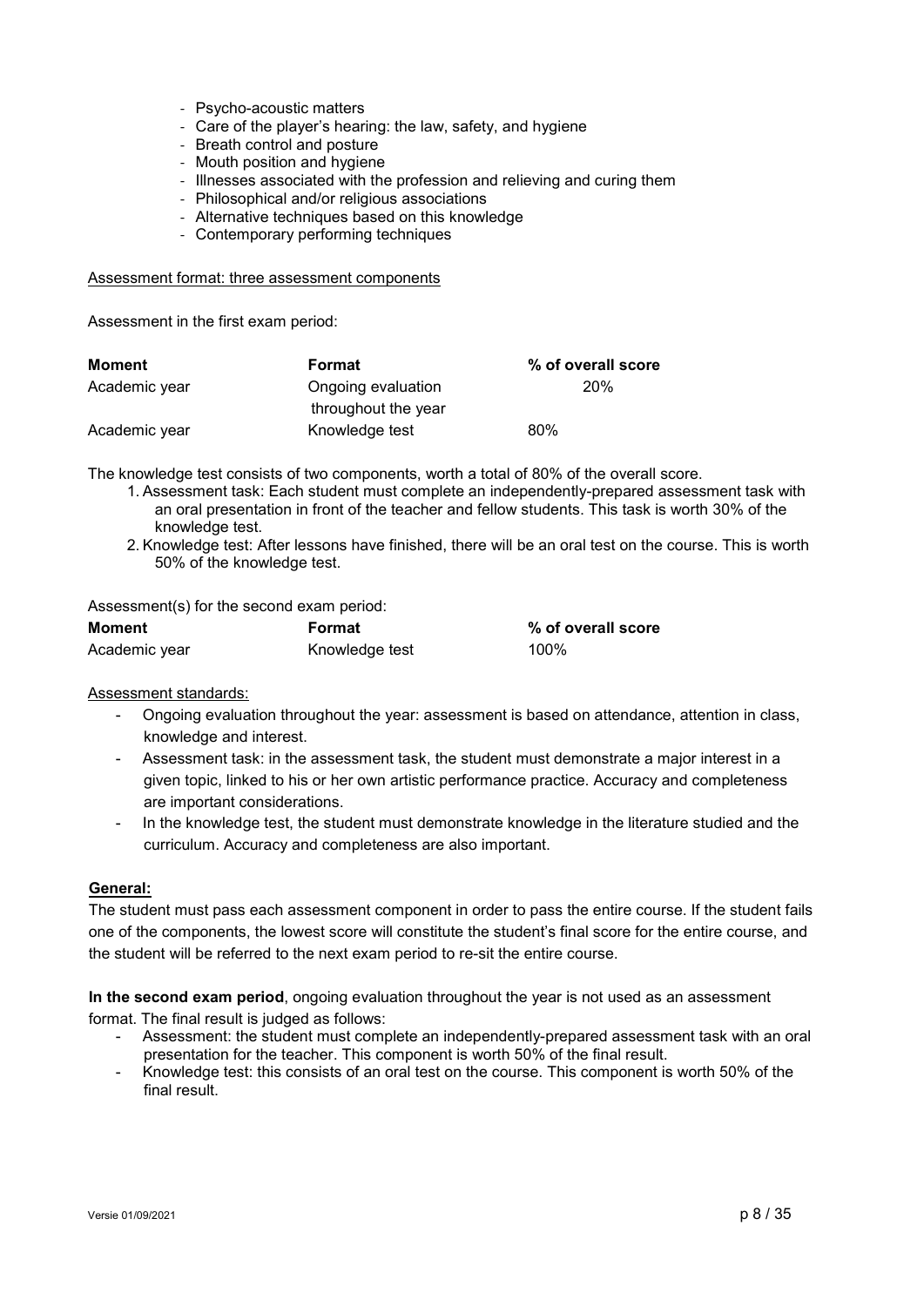- Psycho-acoustic matters
- Care of the player's hearing: the law, safety, and hygiene
- Breath control and posture
- Mouth position and hygiene
- Illnesses associated with the profession and relieving and curing them
- Philosophical and/or religious associations
- Alternative techniques based on this knowledge
- Contemporary performing techniques

<u>Assessment format: three assessment components</u>

Assessment in the first exam period:

| **Moment** | **Format** | **% of overall score** |
|---|---|---|
| Academic year | Ongoing evaluation throughout the year | 20% |
| Academic year | Knowledge test | 80% |

The knowledge test consists of two components, worth a total of 80% of the overall score.

1. Assessment task: Each student must complete an independently-prepared assessment task with an oral presentation in front of the teacher and fellow students. This task is worth 30% of the knowledge test.
2. Knowledge test: After lessons have finished, there will be an oral test on the course. This is worth 50% of the knowledge test.

Assessment(s) for the second exam period:

| **Moment** | **Format** | **% of overall score** |
|---|---|---|
| Academic year | Knowledge test | 100% |

<u>Assessment standards:</u>

- Ongoing evaluation throughout the year: assessment is based on attendance, attention in class, knowledge and interest.
- Assessment task: in the assessment task, the student must demonstrate a major interest in a given topic, linked to his or her own artistic performance practice. Accuracy and completeness are important considerations.
- In the knowledge test, the student must demonstrate knowledge in the literature studied and the curriculum. Accuracy and completeness are also important.

**General:**

The student must pass each assessment component in order to pass the entire course. If the student fails one of the components, the lowest score will constitute the student's final score for the entire course, and the student will be referred to the next exam period to re-sit the entire course.

**In the second exam period**, ongoing evaluation throughout the year is not used as an assessment format. The final result is judged as follows:

- Assessment: the student must complete an independently-prepared assessment task with an oral presentation for the teacher. This component is worth 50% of the final result.
- Knowledge test: this consists of an oral test on the course. This component is worth 50% of the final result.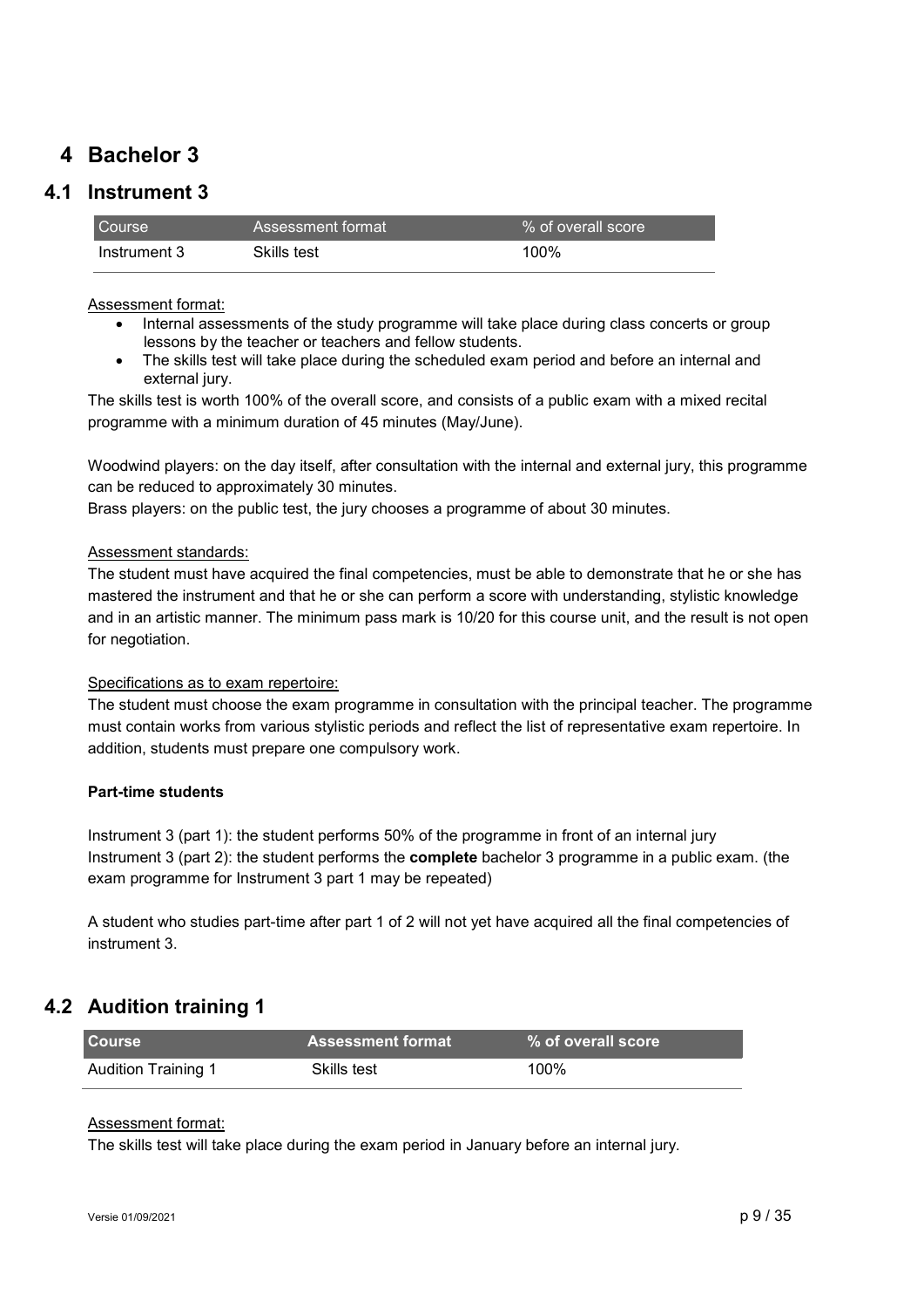# 4 Bachelor 3

## 4.1 Instrument 3

| Course | Assessment format | % of overall score |
|---|---|---|
| Instrument 3 | Skills test | 100% |

Assessment format:

- Internal assessments of the study programme will take place during class concerts or group lessons by the teacher or teachers and fellow students.
- The skills test will take place during the scheduled exam period and before an internal and external jury.

The skills test is worth 100% of the overall score, and consists of a public exam with a mixed recital programme with a minimum duration of 45 minutes (May/June).

Woodwind players: on the day itself, after consultation with the internal and external jury, this programme can be reduced to approximately 30 minutes.
Brass players: on the public test, the jury chooses a programme of about 30 minutes.

Assessment standards:

The student must have acquired the final competencies, must be able to demonstrate that he or she has mastered the instrument and that he or she can perform a score with understanding, stylistic knowledge and in an artistic manner. The minimum pass mark is 10/20 for this course unit, and the result is not open for negotiation.

Specifications as to exam repertoire:

The student must choose the exam programme in consultation with the principal teacher. The programme must contain works from various stylistic periods and reflect the list of representative exam repertoire. In addition, students must prepare one compulsory work.

**Part-time students**

Instrument 3 (part 1): the student performs 50% of the programme in front of an internal jury
Instrument 3 (part 2): the student performs the **complete** bachelor 3 programme in a public exam. (the exam programme for Instrument 3 part 1 may be repeated)

A student who studies part-time after part 1 of 2 will not yet have acquired all the final competencies of instrument 3.

## 4.2 Audition training 1

| Course | Assessment format | % of overall score |
|---|---|---|
| Audition Training 1 | Skills test | 100% |

Assessment format:

The skills test will take place during the exam period in January before an internal jury.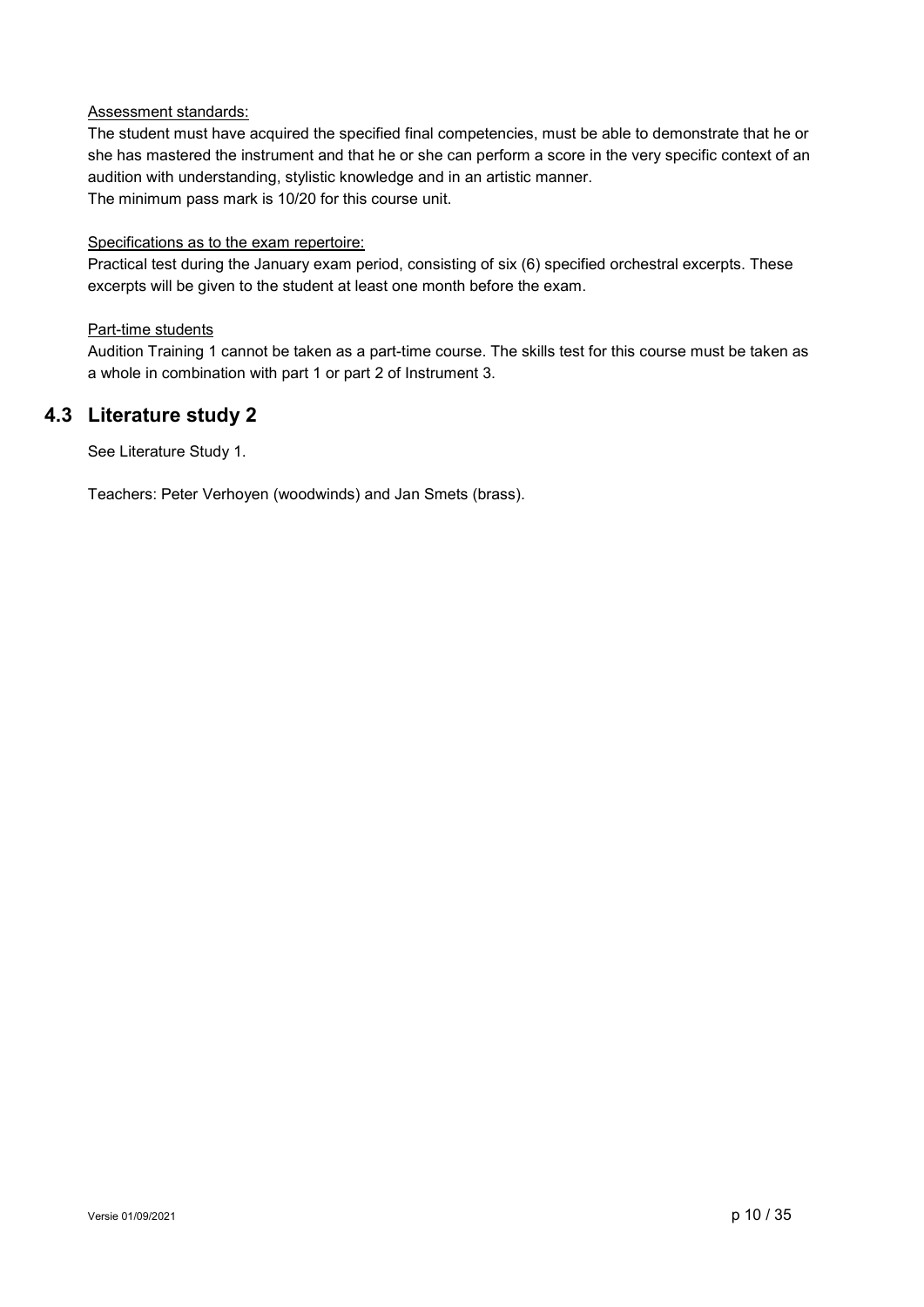Assessment standards:

The student must have acquired the specified final competencies, must be able to demonstrate that he or she has mastered the instrument and that he or she can perform a score in the very specific context of an audition with understanding, stylistic knowledge and in an artistic manner.
The minimum pass mark is 10/20 for this course unit.

Specifications as to the exam repertoire:

Practical test during the January exam period, consisting of six (6) specified orchestral excerpts. These excerpts will be given to the student at least one month before the exam.

Part-time students

Audition Training 1 cannot be taken as a part-time course. The skills test for this course must be taken as a whole in combination with part 1 or part 2 of Instrument 3.

## 4.3 Literature study 2

See Literature Study 1.

Teachers: Peter Verhoyen (woodwinds) and Jan Smets (brass).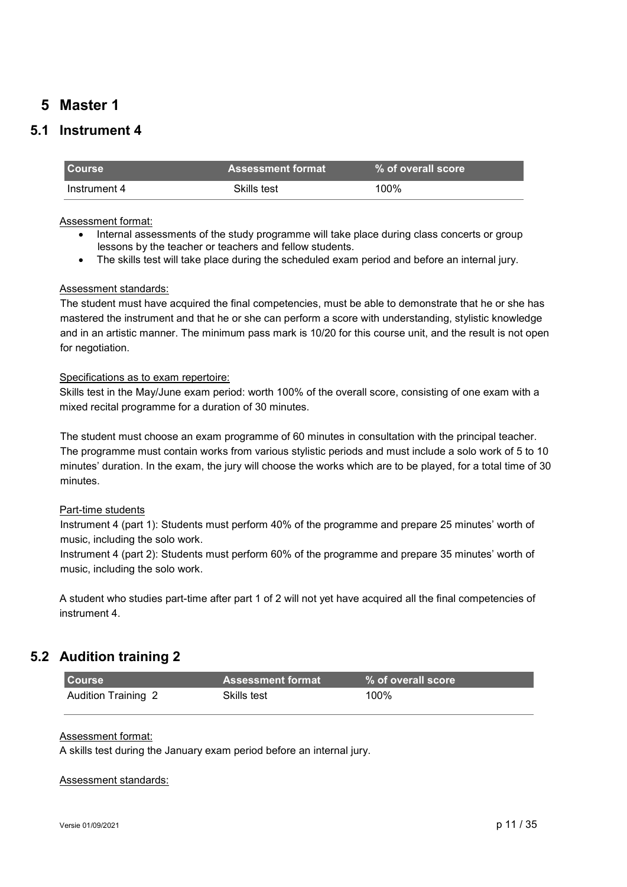# 5 Master 1

## 5.1 Instrument 4

| Course | Assessment format | % of overall score |
|---|---|---|
| Instrument 4 | Skills test | 100% |

Assessment format:

- Internal assessments of the study programme will take place during class concerts or group lessons by the teacher or teachers and fellow students.
- The skills test will take place during the scheduled exam period and before an internal jury.

Assessment standards:

The student must have acquired the final competencies, must be able to demonstrate that he or she has mastered the instrument and that he or she can perform a score with understanding, stylistic knowledge and in an artistic manner. The minimum pass mark is 10/20 for this course unit, and the result is not open for negotiation.

Specifications as to exam repertoire:

Skills test in the May/June exam period: worth 100% of the overall score, consisting of one exam with a mixed recital programme for a duration of 30 minutes.

The student must choose an exam programme of 60 minutes in consultation with the principal teacher. The programme must contain works from various stylistic periods and must include a solo work of 5 to 10 minutes' duration. In the exam, the jury will choose the works which are to be played, for a total time of 30 minutes.

Part-time students

Instrument 4 (part 1): Students must perform 40% of the programme and prepare 25 minutes' worth of music, including the solo work.

Instrument 4 (part 2): Students must perform 60% of the programme and prepare 35 minutes' worth of music, including the solo work.

A student who studies part-time after part 1 of 2 will not yet have acquired all the final competencies of instrument 4.

## 5.2 Audition training 2

| Course | Assessment format | % of overall score |
|---|---|---|
| Audition Training 2 | Skills test | 100% |

Assessment format:

A skills test during the January exam period before an internal jury.

Assessment standards: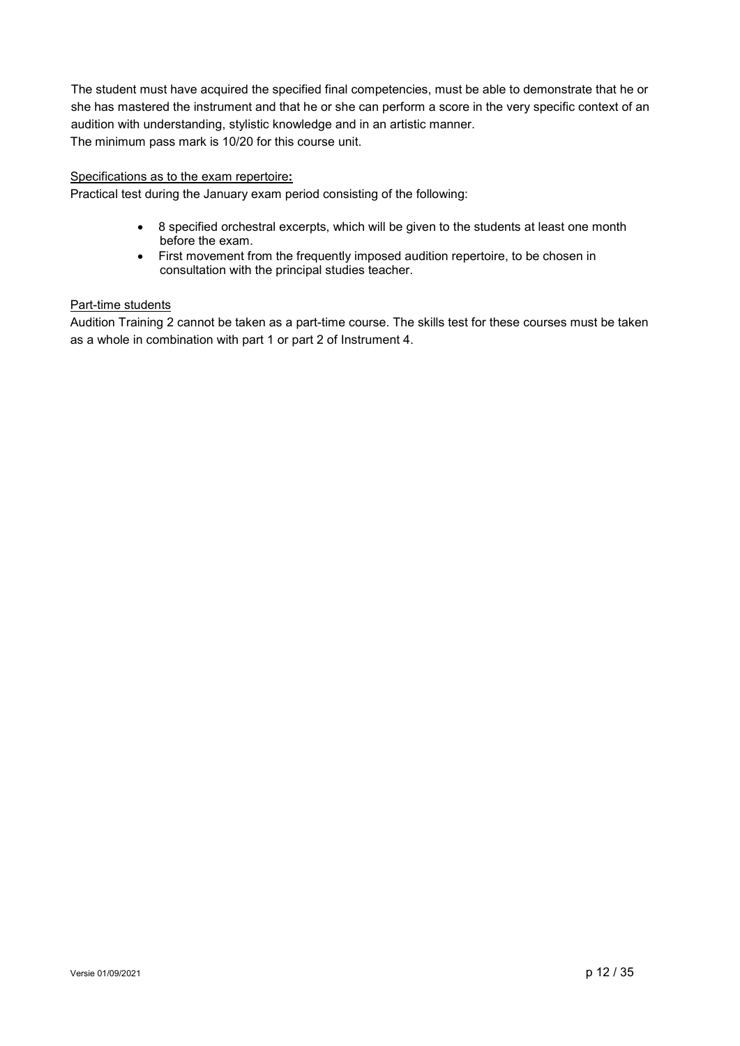The student must have acquired the specified final competencies, must be able to demonstrate that he or she has mastered the instrument and that he or she can perform a score in the very specific context of an audition with understanding, stylistic knowledge and in an artistic manner.
The minimum pass mark is 10/20 for this course unit.

<u>Specifications as to the exam repertoire</u>**:**
Practical test during the January exam period consisting of the following:

- 8 specified orchestral excerpts, which will be given to the students at least one month before the exam.
- First movement from the frequently imposed audition repertoire, to be chosen in consultation with the principal studies teacher.

<u>Part-time students</u>
Audition Training 2 cannot be taken as a part-time course. The skills test for these courses must be taken as a whole in combination with part 1 or part 2 of Instrument 4.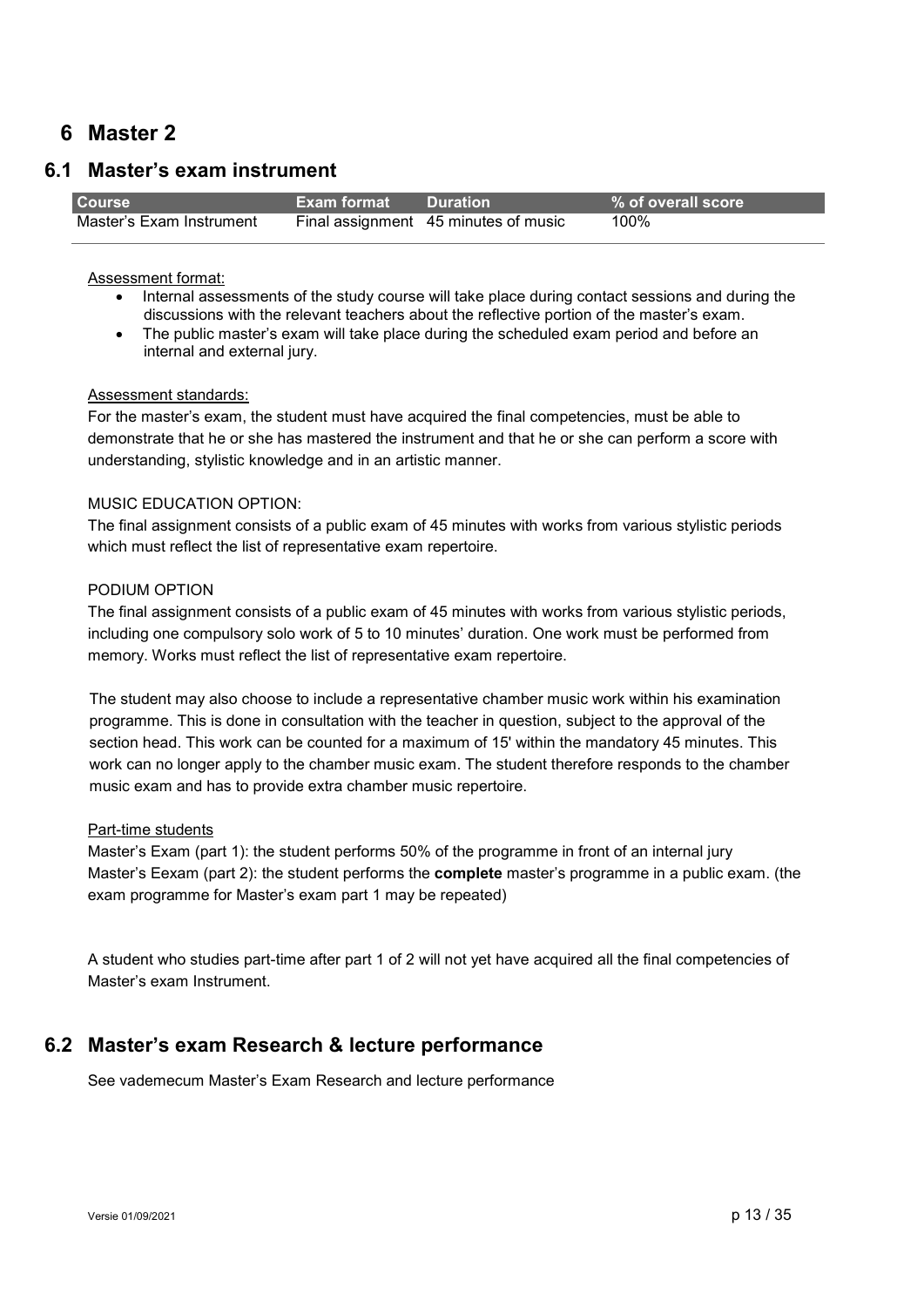# 6 Master 2

## 6.1 Master's exam instrument

| Course | Exam format | Duration | % of overall score |
|---|---|---|---|
| Master's Exam Instrument | Final assignment | 45 minutes of music | 100% |

Assessment format:

- Internal assessments of the study course will take place during contact sessions and during the discussions with the relevant teachers about the reflective portion of the master's exam.
- The public master's exam will take place during the scheduled exam period and before an internal and external jury.

Assessment standards:

For the master's exam, the student must have acquired the final competencies, must be able to demonstrate that he or she has mastered the instrument and that he or she can perform a score with understanding, stylistic knowledge and in an artistic manner.

MUSIC EDUCATION OPTION:

The final assignment consists of a public exam of 45 minutes with works from various stylistic periods which must reflect the list of representative exam repertoire.

PODIUM OPTION

The final assignment consists of a public exam of 45 minutes with works from various stylistic periods, including one compulsory solo work of 5 to 10 minutes' duration. One work must be performed from memory. Works must reflect the list of representative exam repertoire.

The student may also choose to include a representative chamber music work within his examination programme. This is done in consultation with the teacher in question, subject to the approval of the section head. This work can be counted for a maximum of 15' within the mandatory 45 minutes. This work can no longer apply to the chamber music exam. The student therefore responds to the chamber music exam and has to provide extra chamber music repertoire.

Part-time students

Master's Exam (part 1): the student performs 50% of the programme in front of an internal jury
Master's Eexam (part 2): the student performs the **complete** master's programme in a public exam. (the exam programme for Master's exam part 1 may be repeated)

A student who studies part-time after part 1 of 2 will not yet have acquired all the final competencies of Master's exam Instrument.

## 6.2 Master's exam Research & lecture performance

See vademecum Master's Exam Research and lecture performance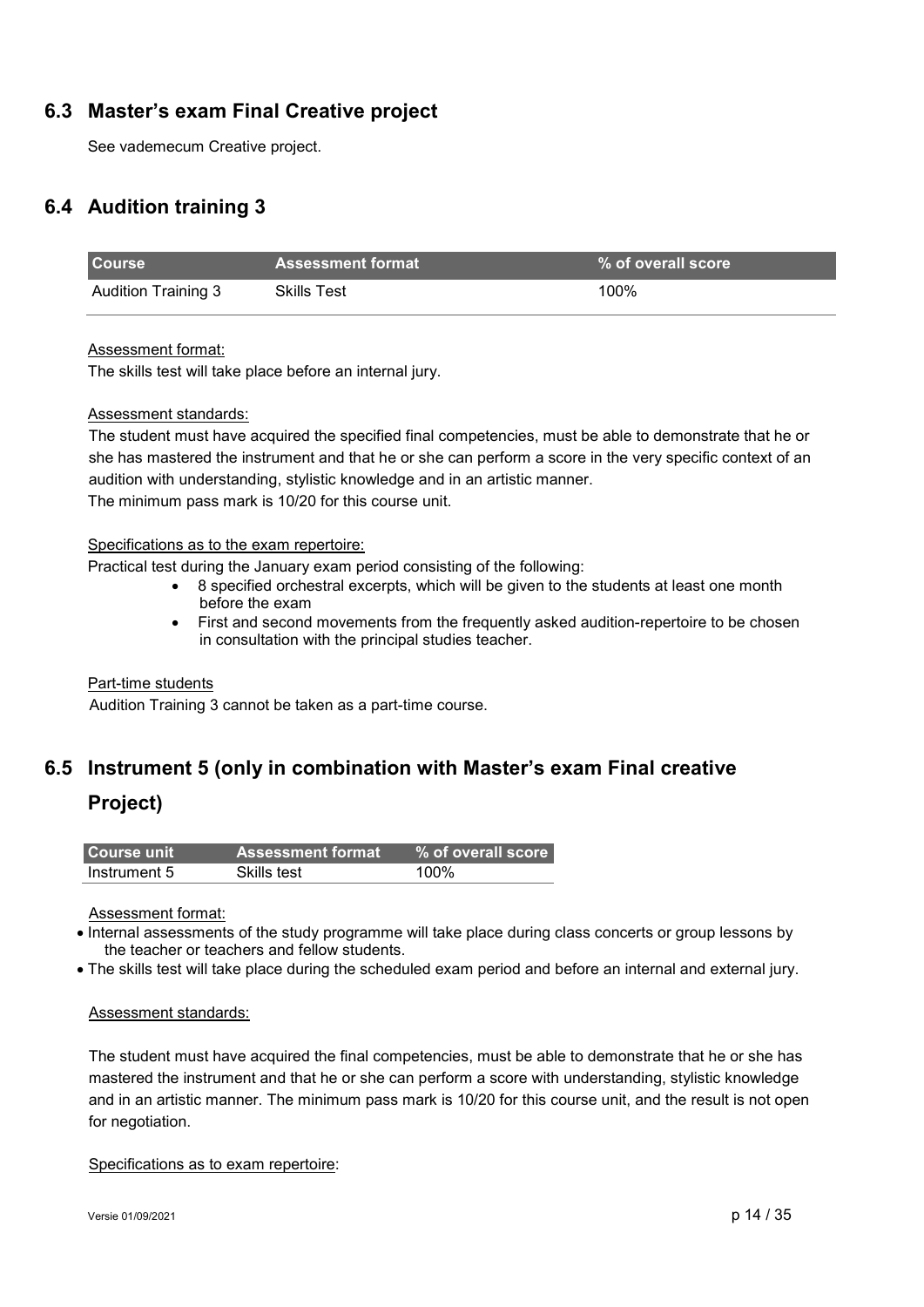## 6.3 Master's exam Final Creative project

See vademecum Creative project.

## 6.4 Audition training 3

| Course | Assessment format | % of overall score |
|---|---|---|
| Audition Training 3 | Skills Test | 100% |

Assessment format:

The skills test will take place before an internal jury.

Assessment standards:

The student must have acquired the specified final competencies, must be able to demonstrate that he or she has mastered the instrument and that he or she can perform a score in the very specific context of an audition with understanding, stylistic knowledge and in an artistic manner.
The minimum pass mark is 10/20 for this course unit.

Specifications as to the exam repertoire:

Practical test during the January exam period consisting of the following:

- 8 specified orchestral excerpts, which will be given to the students at least one month before the exam
- First and second movements from the frequently asked audition-repertoire to be chosen in consultation with the principal studies teacher.

Part-time students

Audition Training 3 cannot be taken as a part-time course.

## 6.5 Instrument 5 (only in combination with Master's exam Final creative Project)

| Course unit | Assessment format | % of overall score |
|---|---|---|
| Instrument 5 | Skills test | 100% |

Assessment format:

- Internal assessments of the study programme will take place during class concerts or group lessons by the teacher or teachers and fellow students.
- The skills test will take place during the scheduled exam period and before an internal and external jury.

Assessment standards:

The student must have acquired the final competencies, must be able to demonstrate that he or she has mastered the instrument and that he or she can perform a score with understanding, stylistic knowledge and in an artistic manner. The minimum pass mark is 10/20 for this course unit, and the result is not open for negotiation.

Specifications as to exam repertoire: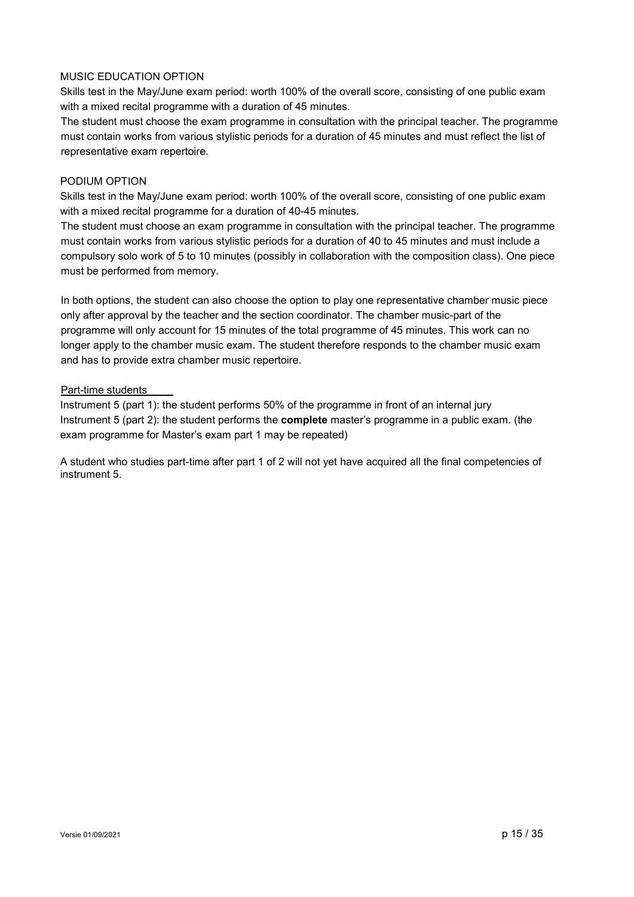MUSIC EDUCATION OPTION

Skills test in the May/June exam period: worth 100% of the overall score, consisting of one public exam with a mixed recital programme with a duration of 45 minutes.

The student must choose the exam programme in consultation with the principal teacher. The programme must contain works from various stylistic periods for a duration of 45 minutes and must reflect the list of representative exam repertoire.

PODIUM OPTION

Skills test in the May/June exam period: worth 100% of the overall score, consisting of one public exam with a mixed recital programme for a duration of 40-45 minutes.

The student must choose an exam programme in consultation with the principal teacher. The programme must contain works from various stylistic periods for a duration of 40 to 45 minutes and must include a compulsory solo work of 5 to 10 minutes (possibly in collaboration with the composition class). One piece must be performed from memory.

In both options, the student can also choose the option to play one representative chamber music piece only after approval by the teacher and the section coordinator. The chamber music-part of the programme will only account for 15 minutes of the total programme of 45 minutes. This work can no longer apply to the chamber music exam. The student therefore responds to the chamber music exam and has to provide extra chamber music repertoire.

Part-time students

Instrument 5 (part 1): the student performs 50% of the programme in front of an internal jury
Instrument 5 (part 2): the student performs the **complete** master's programme in a public exam. (the exam programme for Master's exam part 1 may be repeated)

A student who studies part-time after part 1 of 2 will not yet have acquired all the final competencies of instrument 5.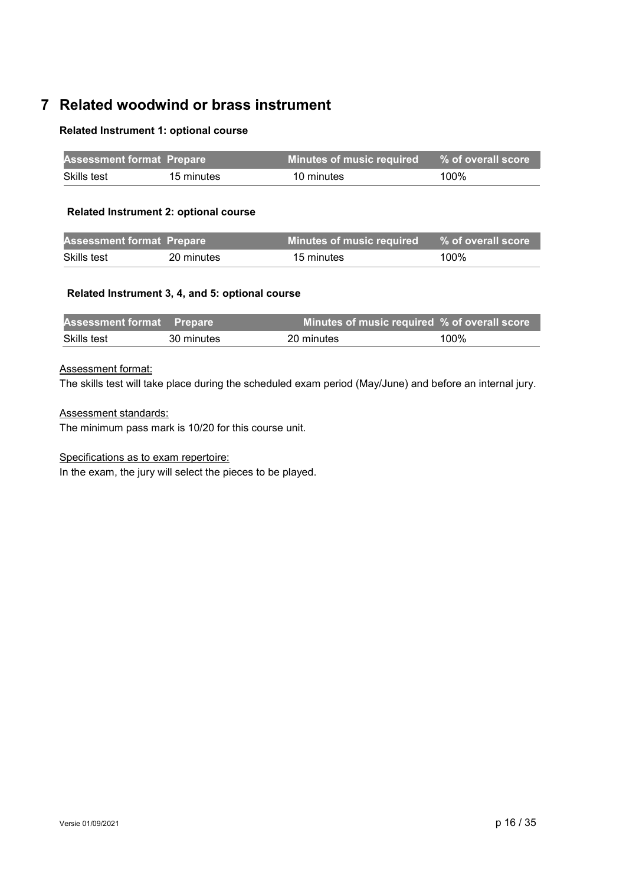# 7 Related woodwind or brass instrument

**Related Instrument 1: optional course**

| Assessment format | Prepare | Minutes of music required | % of overall score |
|---|---|---|---|
| Skills test | 15 minutes | 10 minutes | 100% |

**Related Instrument 2: optional course**

| Assessment format | Prepare | Minutes of music required | % of overall score |
|---|---|---|---|
| Skills test | 20 minutes | 15 minutes | 100% |

**Related Instrument 3, 4, and 5: optional course**

| Assessment format | Prepare | Minutes of music required | % of overall score |
|---|---|---|---|
| Skills test | 30 minutes | 20 minutes | 100% |

Assessment format:

The skills test will take place during the scheduled exam period (May/June) and before an internal jury.

Assessment standards:

The minimum pass mark is 10/20 for this course unit.

Specifications as to exam repertoire:

In the exam, the jury will select the pieces to be played.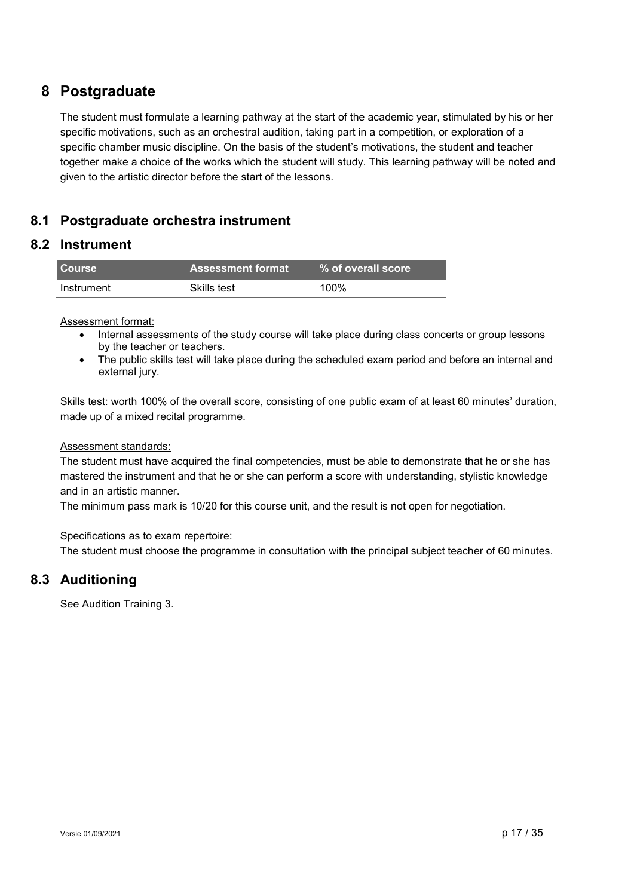# 8 Postgraduate

The student must formulate a learning pathway at the start of the academic year, stimulated by his or her specific motivations, such as an orchestral audition, taking part in a competition, or exploration of a specific chamber music discipline. On the basis of the student's motivations, the student and teacher together make a choice of the works which the student will study. This learning pathway will be noted and given to the artistic director before the start of the lessons.

## 8.1 Postgraduate orchestra instrument

## 8.2 Instrument

| Course | Assessment format | % of overall score |
|---|---|---|
| Instrument | Skills test | 100% |

Assessment format:

- Internal assessments of the study course will take place during class concerts or group lessons by the teacher or teachers.
- The public skills test will take place during the scheduled exam period and before an internal and external jury.

Skills test: worth 100% of the overall score, consisting of one public exam of at least 60 minutes' duration, made up of a mixed recital programme.

Assessment standards:

The student must have acquired the final competencies, must be able to demonstrate that he or she has mastered the instrument and that he or she can perform a score with understanding, stylistic knowledge and in an artistic manner.

The minimum pass mark is 10/20 for this course unit, and the result is not open for negotiation.

Specifications as to exam repertoire:

The student must choose the programme in consultation with the principal subject teacher of 60 minutes.

## 8.3 Auditioning

See Audition Training 3.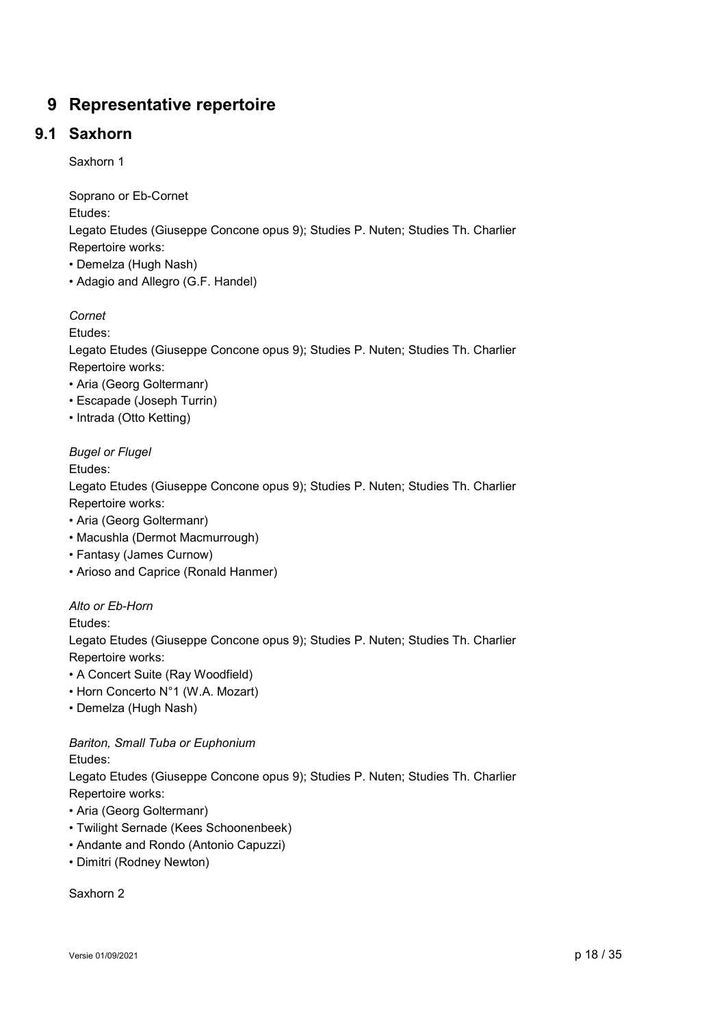# 9 Representative repertoire

## 9.1 Saxhorn

Saxhorn 1

Soprano or Eb-Cornet
Etudes:
Legato Etudes (Giuseppe Concone opus 9); Studies P. Nuten; Studies Th. Charlier
Repertoire works:
- Demelza (Hugh Nash)
- Adagio and Allegro (G.F. Handel)

*Cornet*
Etudes:
Legato Etudes (Giuseppe Concone opus 9); Studies P. Nuten; Studies Th. Charlier
Repertoire works:
- Aria (Georg Goltermanr)
- Escapade (Joseph Turrin)
- Intrada (Otto Ketting)

*Bugel or Flugel*
Etudes:
Legato Etudes (Giuseppe Concone opus 9); Studies P. Nuten; Studies Th. Charlier
Repertoire works:
- Aria (Georg Goltermanr)
- Macushla (Dermot Macmurrough)
- Fantasy (James Curnow)
- Arioso and Caprice (Ronald Hanmer)

*Alto or Eb-Horn*
Etudes:
Legato Etudes (Giuseppe Concone opus 9); Studies P. Nuten; Studies Th. Charlier
Repertoire works:
- A Concert Suite (Ray Woodfield)
- Horn Concerto N°1 (W.A. Mozart)
- Demelza (Hugh Nash)

*Bariton, Small Tuba or Euphonium*
Etudes:
Legato Etudes (Giuseppe Concone opus 9); Studies P. Nuten; Studies Th. Charlier
Repertoire works:
- Aria (Georg Goltermanr)
- Twilight Sernade (Kees Schoonenbeek)
- Andante and Rondo (Antonio Capuzzi)
- Dimitri (Rodney Newton)

Saxhorn 2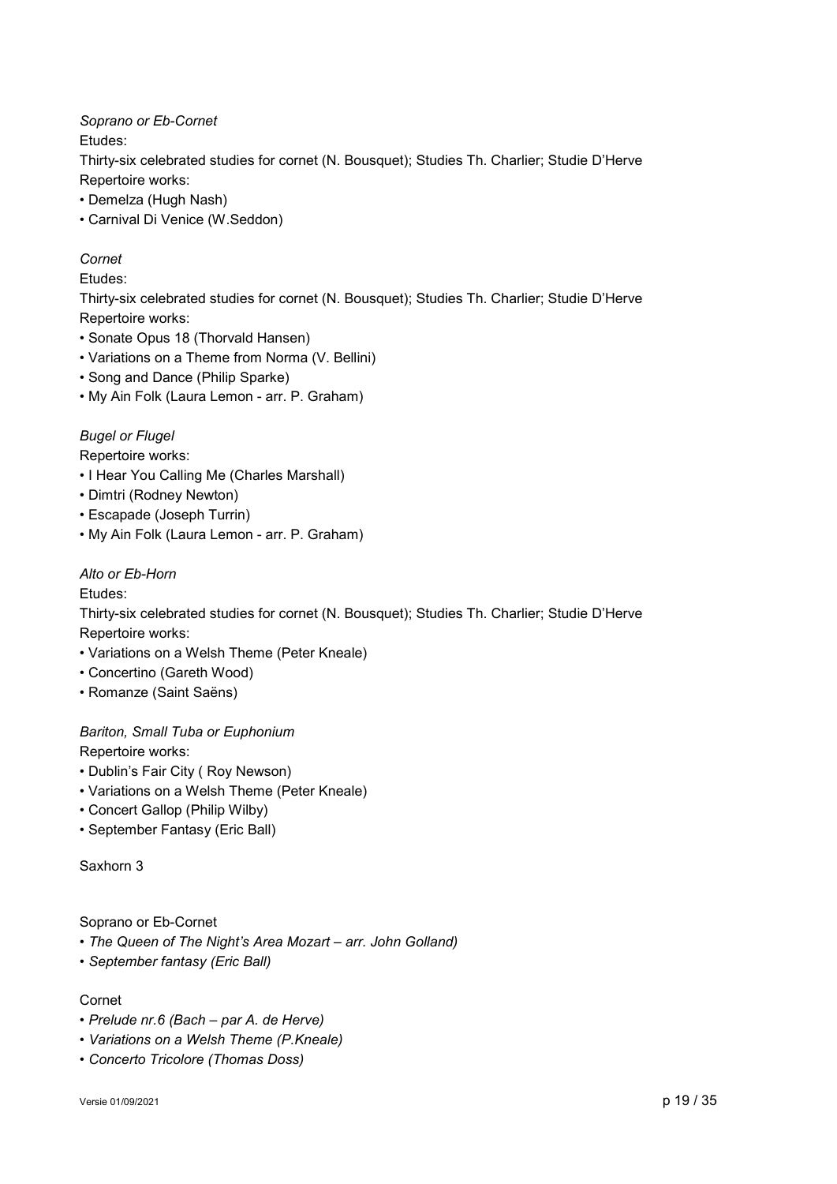*Soprano or Eb-Cornet*

Etudes:

Thirty-six celebrated studies for cornet (N. Bousquet); Studies Th. Charlier; Studie D'Herve

Repertoire works:

- Demelza (Hugh Nash)
- Carnival Di Venice (W.Seddon)

*Cornet*

Etudes:

Thirty-six celebrated studies for cornet (N. Bousquet); Studies Th. Charlier; Studie D'Herve

Repertoire works:

- Sonate Opus 18 (Thorvald Hansen)
- Variations on a Theme from Norma (V. Bellini)
- Song and Dance (Philip Sparke)
- My Ain Folk (Laura Lemon - arr. P. Graham)

*Bugel or Flugel*

Repertoire works:

- I Hear You Calling Me (Charles Marshall)
- Dimtri (Rodney Newton)
- Escapade (Joseph Turrin)
- My Ain Folk (Laura Lemon - arr. P. Graham)

*Alto or Eb-Horn*

Etudes:

Thirty-six celebrated studies for cornet (N. Bousquet); Studies Th. Charlier; Studie D'Herve

Repertoire works:

- Variations on a Welsh Theme (Peter Kneale)
- Concertino (Gareth Wood)
- Romanze (Saint Saëns)

*Bariton, Small Tuba or Euphonium*

Repertoire works:

- Dublin's Fair City ( Roy Newson)
- Variations on a Welsh Theme (Peter Kneale)
- Concert Gallop (Philip Wilby)
- September Fantasy (Eric Ball)

Saxhorn 3

Soprano or Eb-Cornet

- *The Queen of The Night's Area Mozart – arr. John Golland)*
- *September fantasy (Eric Ball)*

Cornet

- *Prelude nr.6 (Bach – par A. de Herve)*
- *Variations on a Welsh Theme (P.Kneale)*
- *Concerto Tricolore (Thomas Doss)*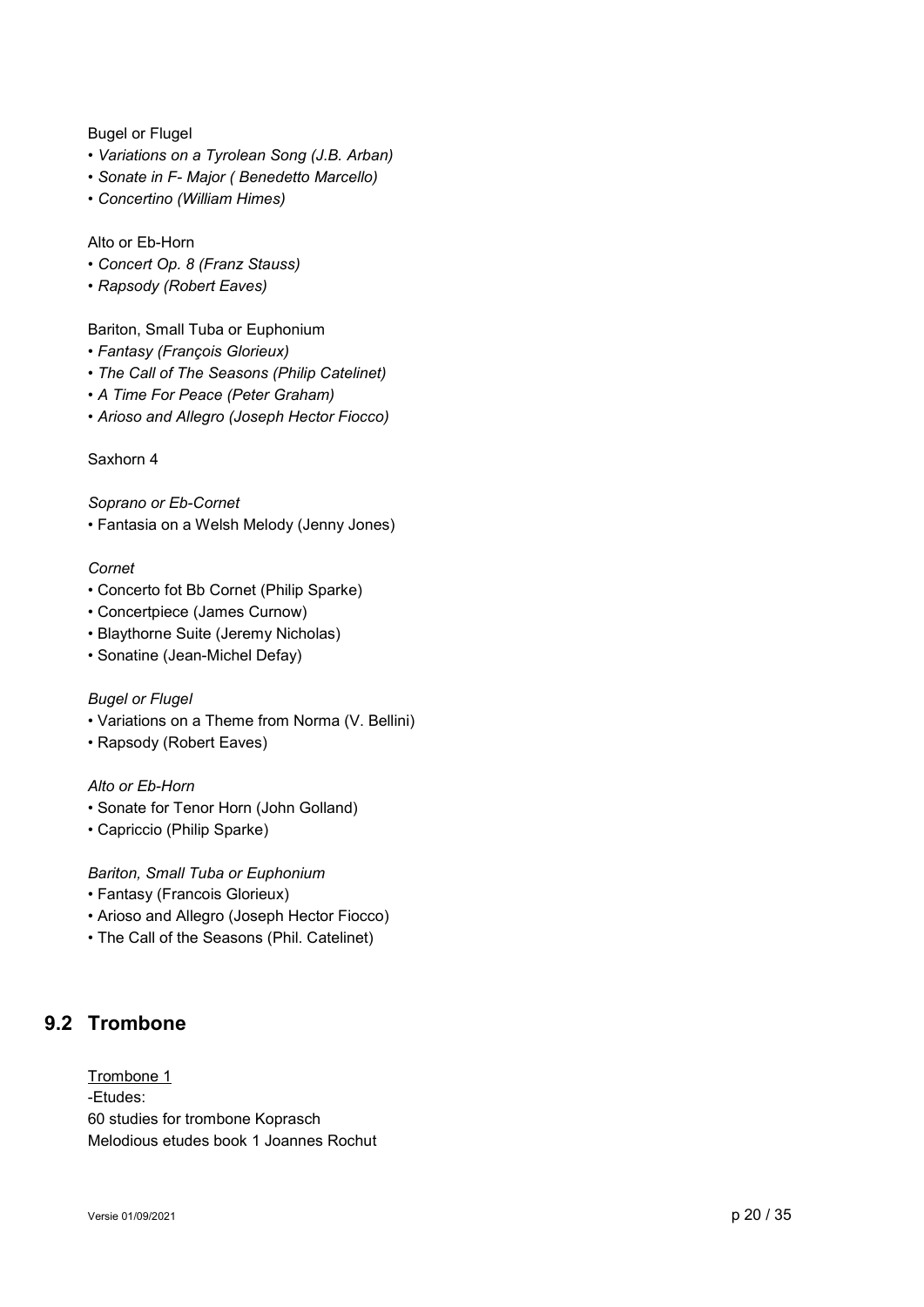Bugel or Flugel

- *Variations on a Tyrolean Song (J.B. Arban)*
- *Sonate in F- Major ( Benedetto Marcello)*
- *Concertino (William Himes)*

Alto or Eb-Horn

- *Concert Op. 8 (Franz Stauss)*
- *Rapsody (Robert Eaves)*

Bariton, Small Tuba or Euphonium

- *Fantasy (François Glorieux)*
- *The Call of The Seasons (Philip Catelinet)*
- *A Time For Peace (Peter Graham)*
- *Arioso and Allegro (Joseph Hector Fiocco)*

Saxhorn 4

*Soprano or Eb-Cornet*

- Fantasia on a Welsh Melody (Jenny Jones)

*Cornet*

- Concerto fot Bb Cornet (Philip Sparke)
- Concertpiece (James Curnow)
- Blaythorne Suite (Jeremy Nicholas)
- Sonatine (Jean-Michel Defay)

*Bugel or Flugel*

- Variations on a Theme from Norma (V. Bellini)
- Rapsody (Robert Eaves)

*Alto or Eb-Horn*

- Sonate for Tenor Horn (John Golland)
- Capriccio (Philip Sparke)

*Bariton, Small Tuba or Euphonium*

- Fantasy (Francois Glorieux)
- Arioso and Allegro (Joseph Hector Fiocco)
- The Call of the Seasons (Phil. Catelinet)

## 9.2 Trombone

Trombone 1

-Etudes:

60 studies for trombone Koprasch

Melodious etudes book 1 Joannes Rochut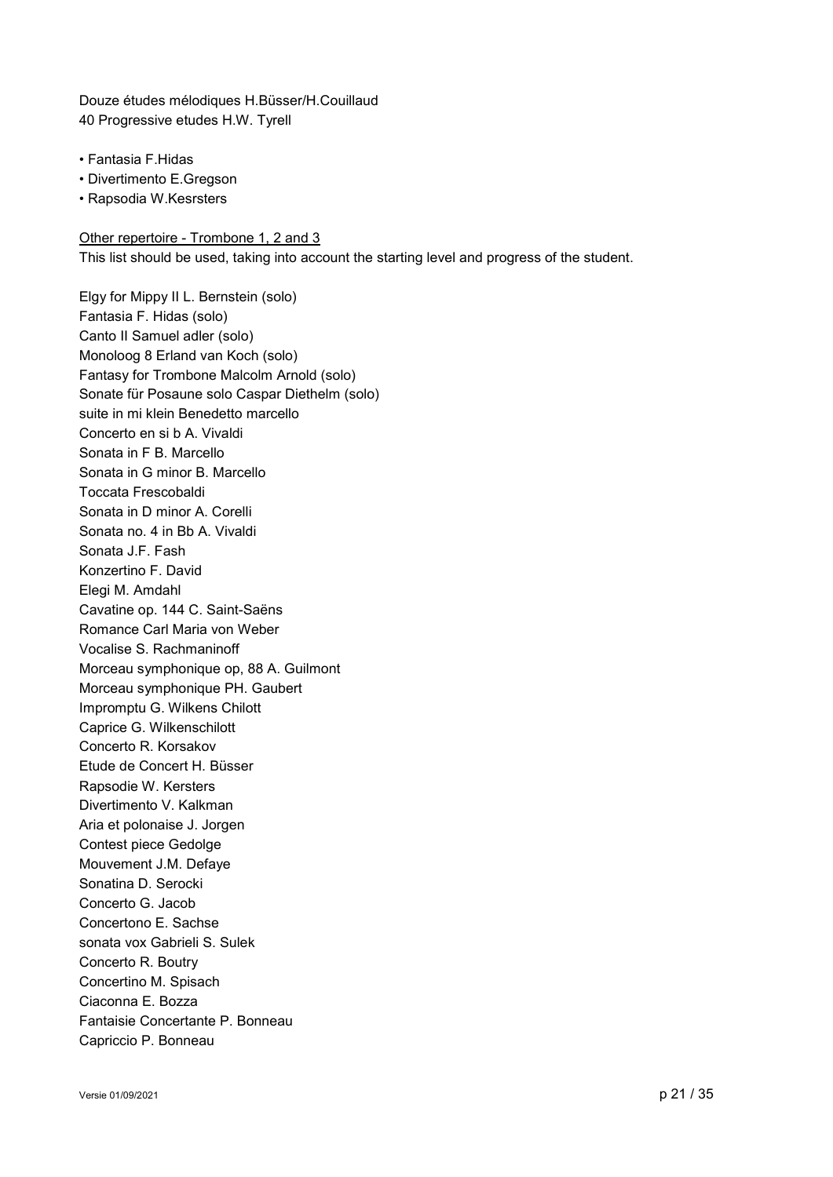Douze études mélodiques H.Büsser/H.Couillaud
40 Progressive etudes H.W. Tyrell

- Fantasia F.Hidas
- Divertimento E.Gregson
- Rapsodia W.Kesrsters

<u>Other repertoire - Trombone 1, 2 and 3</u>
This list should be used, taking into account the starting level and progress of the student.

Elgy for Mippy II L. Bernstein (solo)
Fantasia F. Hidas (solo)
Canto II Samuel adler (solo)
Monoloog 8 Erland van Koch (solo)
Fantasy for Trombone Malcolm Arnold (solo)
Sonate für Posaune solo Caspar Diethelm (solo)
suite in mi klein Benedetto marcello
Concerto en si b A. Vivaldi
Sonata in F B. Marcello
Sonata in G minor B. Marcello
Toccata Frescobaldi
Sonata in D minor A. Corelli
Sonata no. 4 in Bb A. Vivaldi
Sonata J.F. Fash
Konzertino F. David
Elegi M. Amdahl
Cavatine op. 144 C. Saint-Saëns
Romance Carl Maria von Weber
Vocalise S. Rachmaninoff
Morceau symphonique op, 88 A. Guilmont
Morceau symphonique PH. Gaubert
Impromptu G. Wilkens Chilott
Caprice G. Wilkenschilott
Concerto R. Korsakov
Etude de Concert H. Büsser
Rapsodie W. Kersters
Divertimento V. Kalkman
Aria et polonaise J. Jorgen
Contest piece Gedolge
Mouvement J.M. Defaye
Sonatina D. Serocki
Concerto G. Jacob
Concertono E. Sachse
sonata vox Gabrieli S. Sulek
Concerto R. Boutry
Concertino M. Spisach
Ciaconna E. Bozza
Fantaisie Concertante P. Bonneau
Capriccio P. Bonneau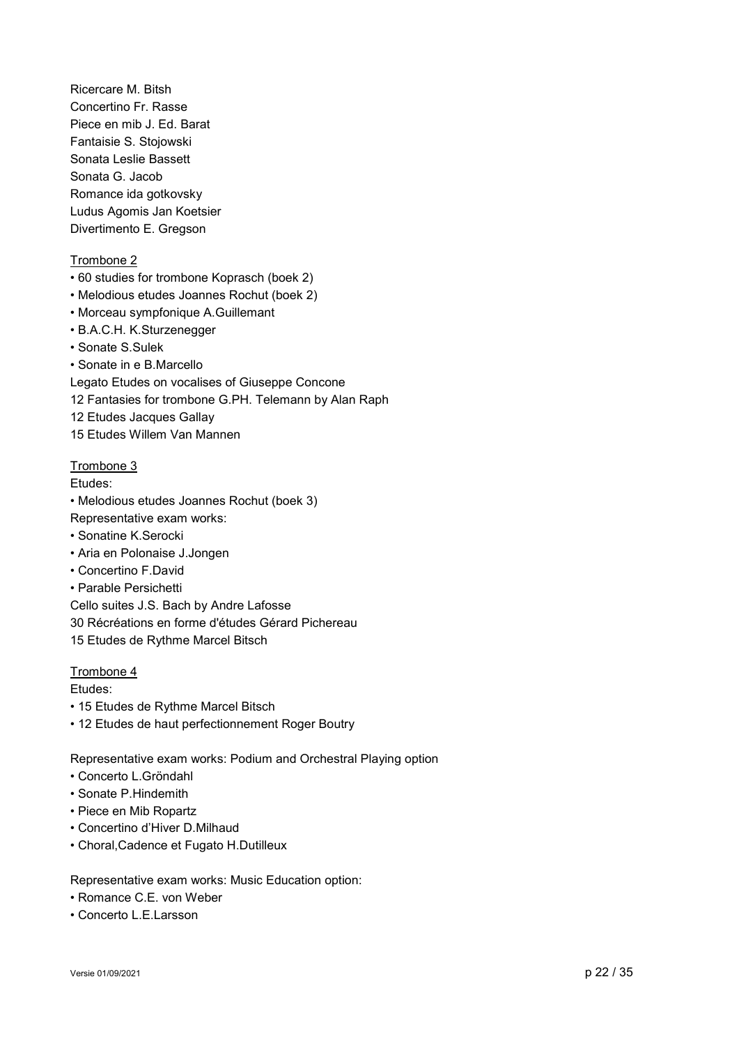Ricercare M. Bitsh
Concertino Fr. Rasse
Piece en mib J. Ed. Barat
Fantaisie S. Stojowski
Sonata Leslie Bassett
Sonata G. Jacob
Romance ida gotkovsky
Ludus Agomis Jan Koetsier
Divertimento E. Gregson

<u>Trombone 2</u>

- 60 studies for trombone Koprasch (boek 2)
- Melodious etudes Joannes Rochut (boek 2)
- Morceau sympfonique A.Guillemant
- B.A.C.H. K.Sturzenegger
- Sonate S.Sulek
- Sonate in e B.Marcello

Legato Etudes on vocalises of Giuseppe Concone
12 Fantasies for trombone G.PH. Telemann by Alan Raph
12 Etudes Jacques Gallay
15 Etudes Willem Van Mannen

<u>Trombone 3</u>

Etudes:

- Melodious etudes Joannes Rochut (boek 3)

Representative exam works:

- Sonatine K.Serocki
- Aria en Polonaise J.Jongen
- Concertino F.David
- Parable Persichetti

Cello suites J.S. Bach by Andre Lafosse
30 Récréations en forme d'études Gérard Pichereau
15 Etudes de Rythme Marcel Bitsch

<u>Trombone 4</u>

Etudes:

- 15 Etudes de Rythme Marcel Bitsch
- 12 Etudes de haut perfectionnement Roger Boutry

Representative exam works: Podium and Orchestral Playing option

- Concerto L.Gröndahl
- Sonate P.Hindemith
- Piece en Mib Ropartz
- Concertino d'Hiver D.Milhaud
- Choral,Cadence et Fugato H.Dutilleux

Representative exam works: Music Education option:

- Romance C.E. von Weber
- Concerto L.E.Larsson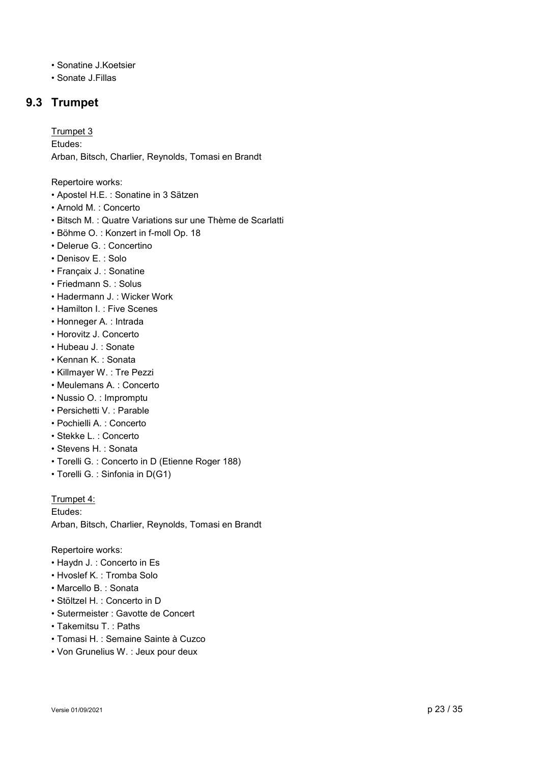- Sonatine J.Koetsier
- Sonate J.Fillas

## 9.3 Trumpet

Trumpet 3

Etudes:

Arban, Bitsch, Charlier, Reynolds, Tomasi en Brandt

Repertoire works:

- Apostel H.E. : Sonatine in 3 Sätzen
- Arnold M. : Concerto
- Bitsch M. : Quatre Variations sur une Thème de Scarlatti
- Böhme O. : Konzert in f-moll Op. 18
- Delerue G. : Concertino
- Denisov E. : Solo
- Françaix J. : Sonatine
- Friedmann S. : Solus
- Hadermann J. : Wicker Work
- Hamilton I. : Five Scenes
- Honneger A. : Intrada
- Horovitz J. Concerto
- Hubeau J. : Sonate
- Kennan K. : Sonata
- Killmayer W. : Tre Pezzi
- Meulemans A. : Concerto
- Nussio O. : Impromptu
- Persichetti V. : Parable
- Pochielli A. : Concerto
- Stekke L. : Concerto
- Stevens H. : Sonata
- Torelli G. : Concerto in D (Etienne Roger 188)
- Torelli G. : Sinfonia in D(G1)

Trumpet 4:

Etudes:

Arban, Bitsch, Charlier, Reynolds, Tomasi en Brandt

Repertoire works:

- Haydn J. : Concerto in Es
- Hvoslef K. : Tromba Solo
- Marcello B. : Sonata
- Stöltzel H. : Concerto in D
- Sutermeister : Gavotte de Concert
- Takemitsu T. : Paths
- Tomasi H. : Semaine Sainte à Cuzco
- Von Grunelius W. : Jeux pour deux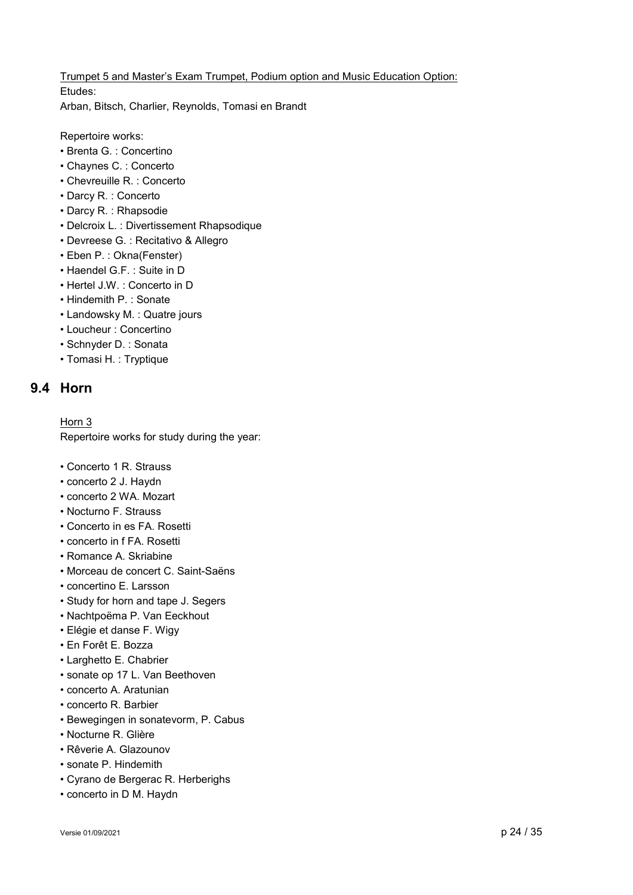<u>Trumpet 5 and Master's Exam Trumpet, Podium option and Music Education Option:</u>

Etudes:

Arban, Bitsch, Charlier, Reynolds, Tomasi en Brandt

Repertoire works:

- Brenta G. : Concertino
- Chaynes C. : Concerto
- Chevreuille R. : Concerto
- Darcy R. : Concerto
- Darcy R. : Rhapsodie
- Delcroix L. : Divertissement Rhapsodique
- Devreese G. : Recitativo & Allegro
- Eben P. : Okna(Fenster)
- Haendel G.F. : Suite in D
- Hertel J.W. : Concerto in D
- Hindemith P. : Sonate
- Landowsky M. : Quatre jours
- Loucheur : Concertino
- Schnyder D. : Sonata
- Tomasi H. : Tryptique

## 9.4 Horn

<u>Horn 3</u>

Repertoire works for study during the year:

- Concerto 1 R. Strauss
- concerto 2 J. Haydn
- concerto 2 WA. Mozart
- Nocturno F. Strauss
- Concerto in es FA. Rosetti
- concerto in f FA. Rosetti
- Romance A. Skriabine
- Morceau de concert C. Saint-Saëns
- concertino E. Larsson
- Study for horn and tape J. Segers
- Nachtpoëma P. Van Eeckhout
- Elégie et danse F. Wigy
- En Forêt E. Bozza
- Larghetto E. Chabrier
- sonate op 17 L. Van Beethoven
- concerto A. Aratunian
- concerto R. Barbier
- Bewegingen in sonatevorm, P. Cabus
- Nocturne R. Glière
- Rêverie A. Glazounov
- sonate P. Hindemith
- Cyrano de Bergerac R. Herberighs
- concerto in D M. Haydn

Versie 01/09/2021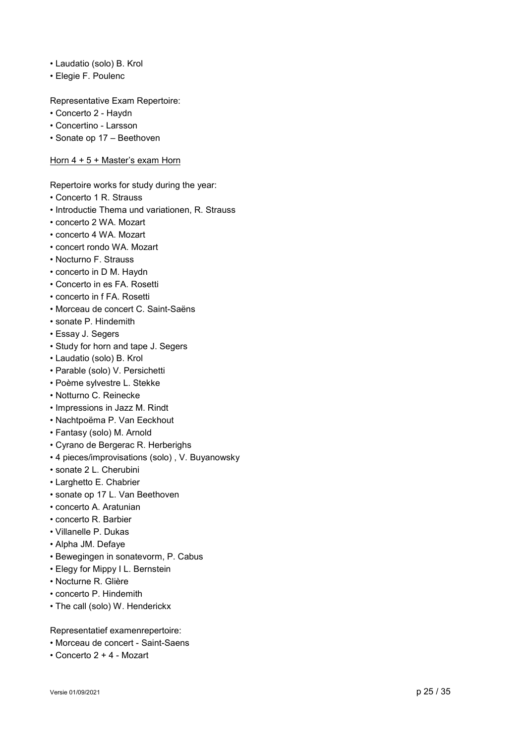- Laudatio (solo) B. Krol
- Elegie F. Poulenc

Representative Exam Repertoire:
- Concerto 2 - Haydn
- Concertino - Larsson
- Sonate op 17 – Beethoven

<u>Horn 4 + 5 + Master's exam Horn</u>

Repertoire works for study during the year:
- Concerto 1 R. Strauss
- Introductie Thema und variationen, R. Strauss
- concerto 2 WA. Mozart
- concerto 4 WA. Mozart
- concert rondo WA. Mozart
- Nocturno F. Strauss
- concerto in D M. Haydn
- Concerto in es FA. Rosetti
- concerto in f FA. Rosetti
- Morceau de concert C. Saint-Saëns
- sonate P. Hindemith
- Essay J. Segers
- Study for horn and tape J. Segers
- Laudatio (solo) B. Krol
- Parable (solo) V. Persichetti
- Poème sylvestre L. Stekke
- Notturno C. Reinecke
- Impressions in Jazz M. Rindt
- Nachtpoëma P. Van Eeckhout
- Fantasy (solo) M. Arnold
- Cyrano de Bergerac R. Herberighs
- 4 pieces/improvisations (solo) , V. Buyanowsky
- sonate 2 L. Cherubini
- Larghetto E. Chabrier
- sonate op 17 L. Van Beethoven
- concerto A. Aratunian
- concerto R. Barbier
- Villanelle P. Dukas
- Alpha JM. Defaye
- Bewegingen in sonatevorm, P. Cabus
- Elegy for Mippy I L. Bernstein
- Nocturne R. Glière
- concerto P. Hindemith
- The call (solo) W. Henderickx

Representatief examenrepertoire:
- Morceau de concert - Saint-Saens
- Concerto 2 + 4 - Mozart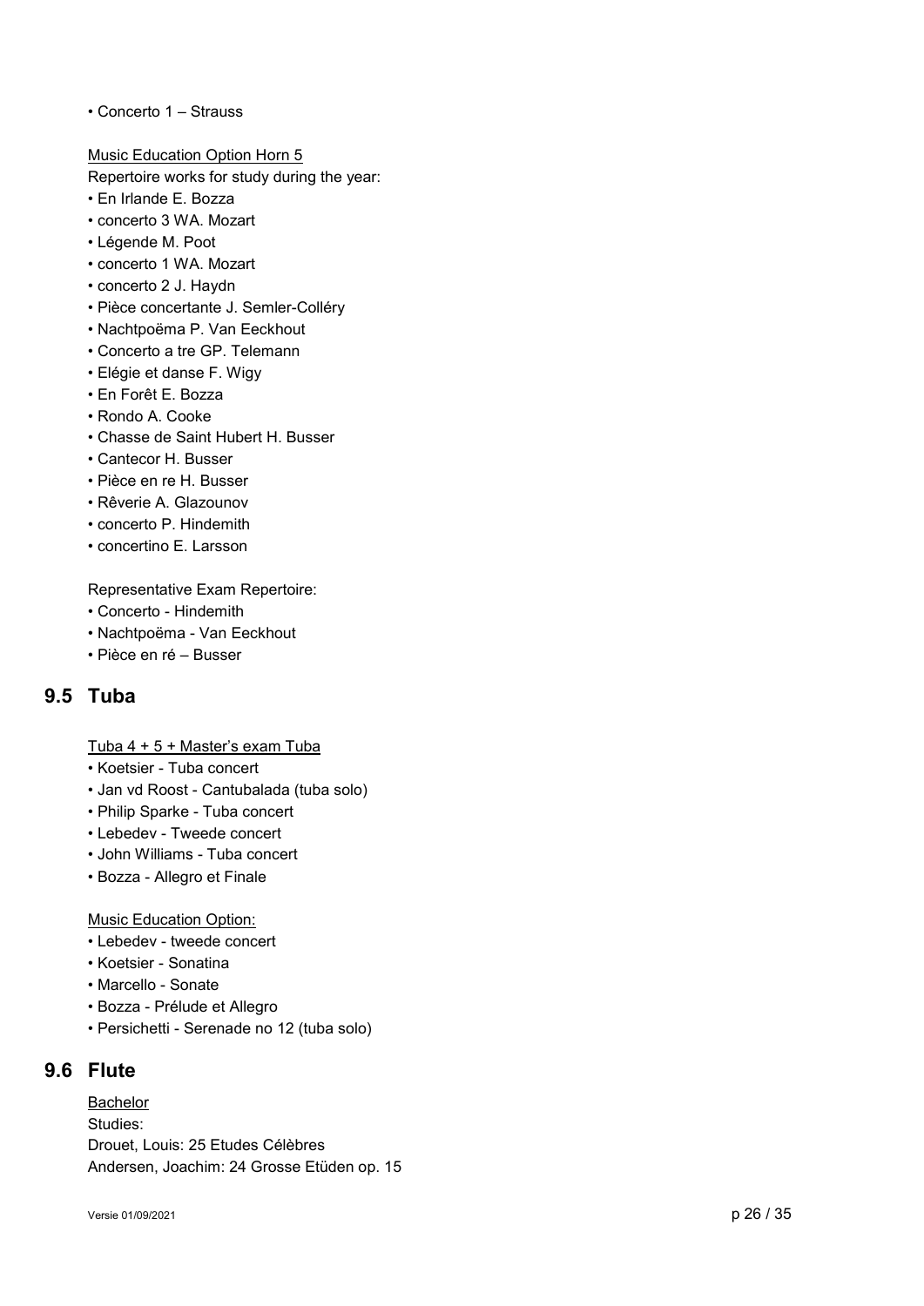- Concerto 1 – Strauss

Music Education Option Horn 5

Repertoire works for study during the year:

- En Irlande E. Bozza
- concerto 3 WA. Mozart
- Légende M. Poot
- concerto 1 WA. Mozart
- concerto 2 J. Haydn
- Pièce concertante J. Semler-Colléry
- Nachtpoëma P. Van Eeckhout
- Concerto a tre GP. Telemann
- Elégie et danse F. Wigy
- En Forêt E. Bozza
- Rondo A. Cooke
- Chasse de Saint Hubert H. Busser
- Cantecor H. Busser
- Pièce en re H. Busser
- Rêverie A. Glazounov
- concerto P. Hindemith
- concertino E. Larsson

Representative Exam Repertoire:

- Concerto - Hindemith
- Nachtpoëma - Van Eeckhout
- Pièce en ré – Busser

## 9.5 Tuba

Tuba 4 + 5 + Master's exam Tuba

- Koetsier - Tuba concert
- Jan vd Roost - Cantubalada (tuba solo)
- Philip Sparke - Tuba concert
- Lebedev - Tweede concert
- John Williams - Tuba concert
- Bozza - Allegro et Finale

Music Education Option:

- Lebedev - tweede concert
- Koetsier - Sonatina
- Marcello - Sonate
- Bozza - Prélude et Allegro
- Persichetti - Serenade no 12 (tuba solo)

## 9.6 Flute

Bachelor

Studies:

Drouet, Louis: 25 Etudes Célèbres

Andersen, Joachim: 24 Grosse Etüden op. 15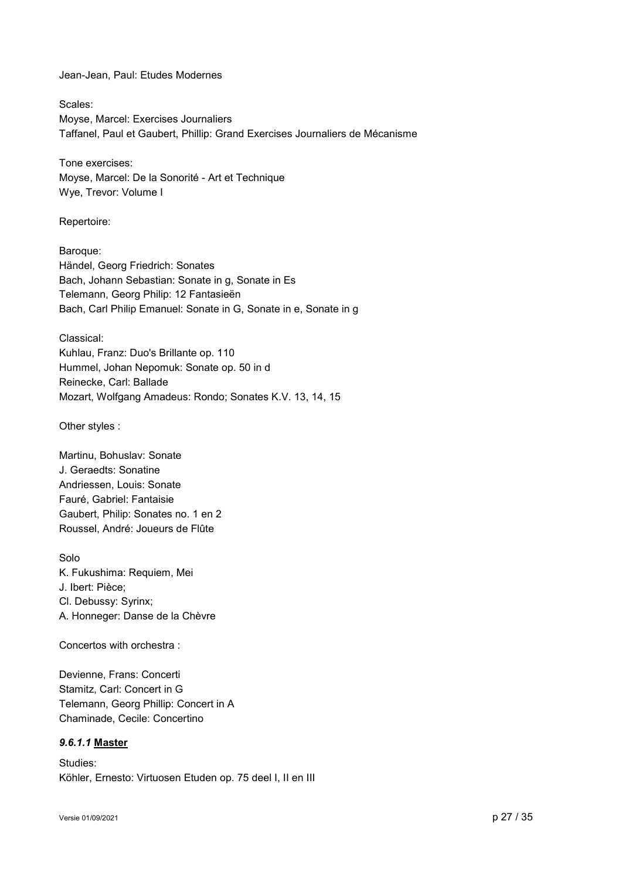Jean-Jean, Paul: Etudes Modernes

Scales:
Moyse, Marcel: Exercises Journaliers
Taffanel, Paul et Gaubert, Phillip: Grand Exercises Journaliers de Mécanisme

Tone exercises:
Moyse, Marcel: De la Sonorité - Art et Technique
Wye, Trevor: Volume I

Repertoire:

Baroque:
Händel, Georg Friedrich: Sonates
Bach, Johann Sebastian: Sonate in g, Sonate in Es
Telemann, Georg Philip: 12 Fantasieën
Bach, Carl Philip Emanuel: Sonate in G, Sonate in e, Sonate in g

Classical:
Kuhlau, Franz: Duo's Brillante op. 110
Hummel, Johan Nepomuk: Sonate op. 50 in d
Reinecke, Carl: Ballade
Mozart, Wolfgang Amadeus: Rondo; Sonates K.V. 13, 14, 15

Other styles :

Martinu, Bohuslav: Sonate
J. Geraedts: Sonatine
Andriessen, Louis: Sonate
Fauré, Gabriel: Fantaisie
Gaubert, Philip: Sonates no. 1 en 2
Roussel, André: Joueurs de Flûte

Solo
K. Fukushima: Requiem, Mei
J. Ibert: Pièce;
Cl. Debussy: Syrinx;
A. Honneger: Danse de la Chèvre

Concertos with orchestra :

Devienne, Frans: Concerti
Stamitz, Carl: Concert in G
Telemann, Georg Phillip: Concert in A
Chaminade, Cecile: Concertino

#### *9.6.1.1* **Master**

Studies:
Köhler, Ernesto: Virtuosen Etuden op. 75 deel I, II en III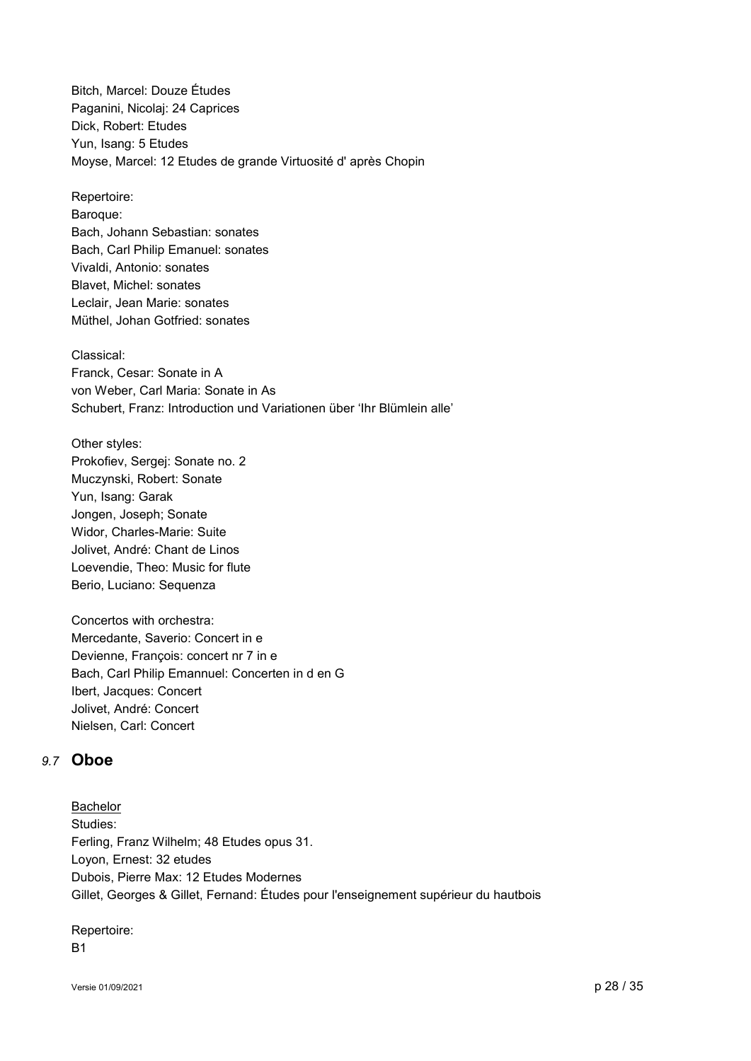Bitch, Marcel: Douze Études
Paganini, Nicolaj: 24 Caprices
Dick, Robert: Etudes
Yun, Isang: 5 Etudes
Moyse, Marcel: 12 Etudes de grande Virtuosité d' après Chopin

Repertoire:
Baroque:
Bach, Johann Sebastian: sonates
Bach, Carl Philip Emanuel: sonates
Vivaldi, Antonio: sonates
Blavet, Michel: sonates
Leclair, Jean Marie: sonates
Müthel, Johan Gotfried: sonates

Classical:
Franck, Cesar: Sonate in A
von Weber, Carl Maria: Sonate in As
Schubert, Franz: Introduction und Variationen über 'Ihr Blümlein alle'

Other styles:
Prokofiev, Sergej: Sonate no. 2
Muczynski, Robert: Sonate
Yun, Isang: Garak
Jongen, Joseph; Sonate
Widor, Charles-Marie: Suite
Jolivet, André: Chant de Linos
Loevendie, Theo: Music for flute
Berio, Luciano: Sequenza

Concertos with orchestra:
Mercedante, Saverio: Concert in e
Devienne, François: concert nr 7 in e
Bach, Carl Philip Emannuel: Concerten in d en G
Ibert, Jacques: Concert
Jolivet, André: Concert
Nielsen, Carl: Concert

## 9.7 Oboe

Bachelor

Studies:
Ferling, Franz Wilhelm; 48 Etudes opus 31.
Loyon, Ernest: 32 etudes
Dubois, Pierre Max: 12 Etudes Modernes
Gillet, Georges & Gillet, Fernand: Études pour l'enseignement supérieur du hautbois

Repertoire:
B1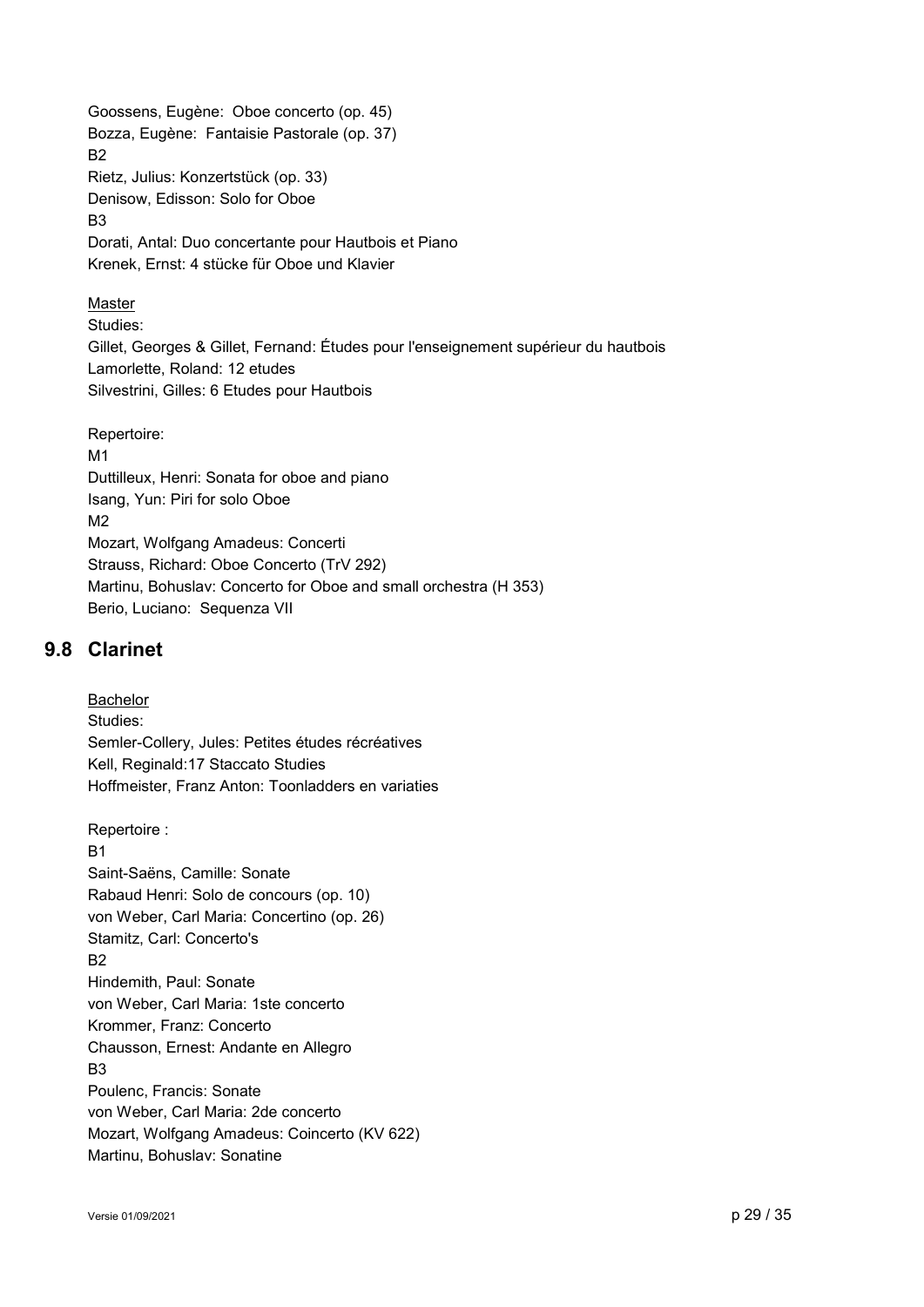Goossens, Eugène: Oboe concerto (op. 45)
Bozza, Eugène: Fantaisie Pastorale (op. 37)
B2
Rietz, Julius: Konzertstück (op. 33)
Denisow, Edisson: Solo for Oboe
B3
Dorati, Antal: Duo concertante pour Hautbois et Piano
Krenek, Ernst: 4 stücke für Oboe und Klavier

Master
Studies:
Gillet, Georges & Gillet, Fernand: Études pour l'enseignement supérieur du hautbois
Lamorlette, Roland: 12 etudes
Silvestrini, Gilles: 6 Etudes pour Hautbois

Repertoire:
M1
Duttilleux, Henri: Sonata for oboe and piano
Isang, Yun: Piri for solo Oboe
M2
Mozart, Wolfgang Amadeus: Concerti
Strauss, Richard: Oboe Concerto (TrV 292)
Martinu, Bohuslav: Concerto for Oboe and small orchestra (H 353)
Berio, Luciano: Sequenza VII

## 9.8 Clarinet

Bachelor
Studies:
Semler-Collery, Jules: Petites études récréatives
Kell, Reginald:17 Staccato Studies
Hoffmeister, Franz Anton: Toonladders en variaties

Repertoire :
B1
Saint-Saëns, Camille: Sonate
Rabaud Henri: Solo de concours (op. 10)
von Weber, Carl Maria: Concertino (op. 26)
Stamitz, Carl: Concerto's
B2
Hindemith, Paul: Sonate
von Weber, Carl Maria: 1ste concerto
Krommer, Franz: Concerto
Chausson, Ernest: Andante en Allegro
B3
Poulenc, Francis: Sonate
von Weber, Carl Maria: 2de concerto
Mozart, Wolfgang Amadeus: Coincerto (KV 622)
Martinu, Bohuslav: Sonatine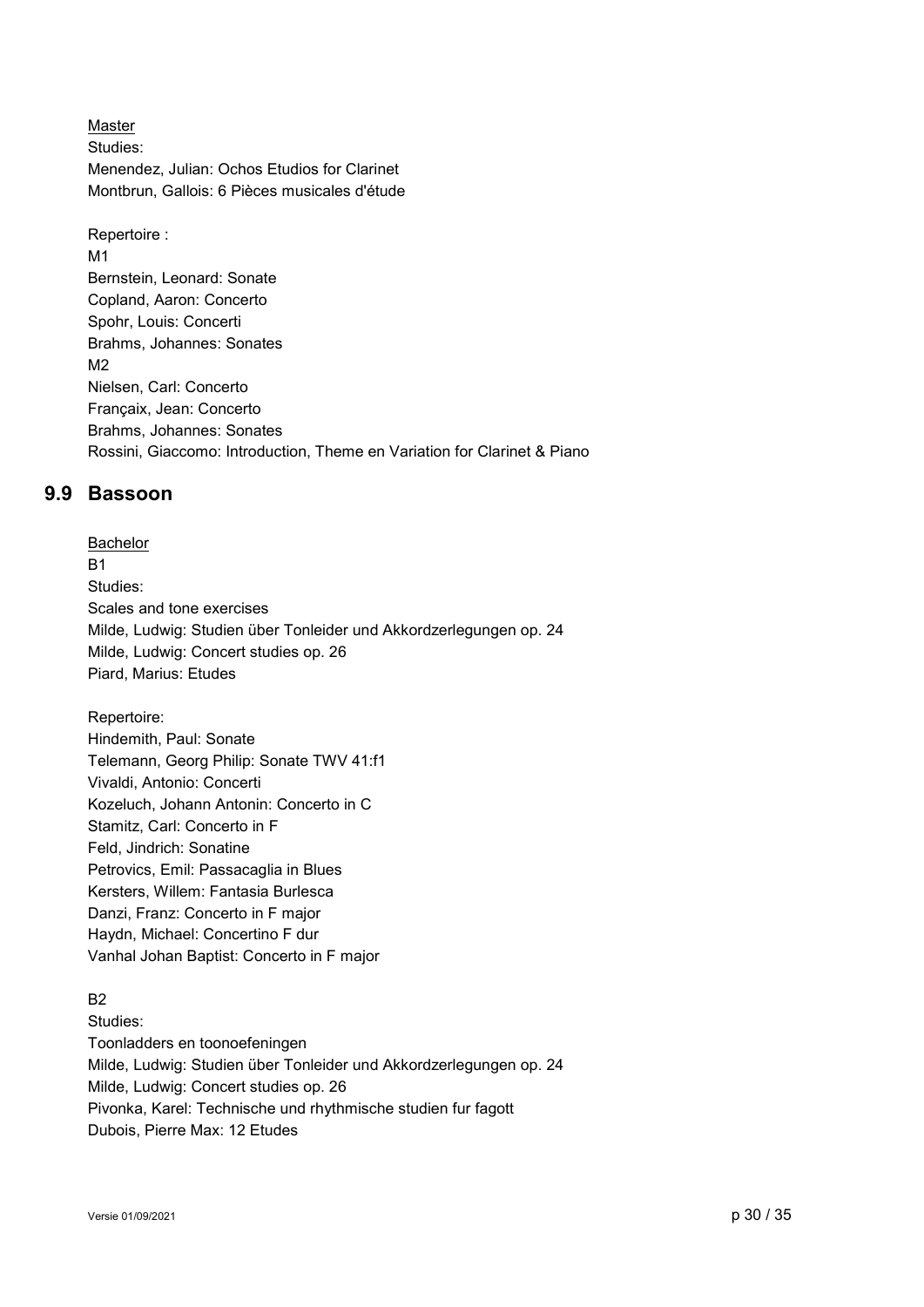Master

Studies:

Menendez, Julian: Ochos Etudios for Clarinet
Montbrun, Gallois: 6 Pièces musicales d'étude

Repertoire :

M1

Bernstein, Leonard: Sonate
Copland, Aaron: Concerto
Spohr, Louis: Concerti
Brahms, Johannes: Sonates

M2

Nielsen, Carl: Concerto
Françaix, Jean: Concerto
Brahms, Johannes: Sonates
Rossini, Giaccomo: Introduction, Theme en Variation for Clarinet & Piano

## 9.9 Bassoon

Bachelor

B1

Studies:

Scales and tone exercises
Milde, Ludwig: Studien über Tonleider und Akkordzerlegungen op. 24
Milde, Ludwig: Concert studies op. 26
Piard, Marius: Etudes

Repertoire:

Hindemith, Paul: Sonate
Telemann, Georg Philip: Sonate TWV 41:f1
Vivaldi, Antonio: Concerti
Kozeluch, Johann Antonin: Concerto in C
Stamitz, Carl: Concerto in F
Feld, Jindrich: Sonatine
Petrovics, Emil: Passacaglia in Blues
Kersters, Willem: Fantasia Burlesca
Danzi, Franz: Concerto in F major
Haydn, Michael: Concertino F dur
Vanhal Johan Baptist: Concerto in F major

B2

Studies:

Toonladders en toonoefeningen
Milde, Ludwig: Studien über Tonleider und Akkordzerlegungen op. 24
Milde, Ludwig: Concert studies op. 26
Pivonka, Karel: Technische und rhythmische studien fur fagott
Dubois, Pierre Max: 12 Etudes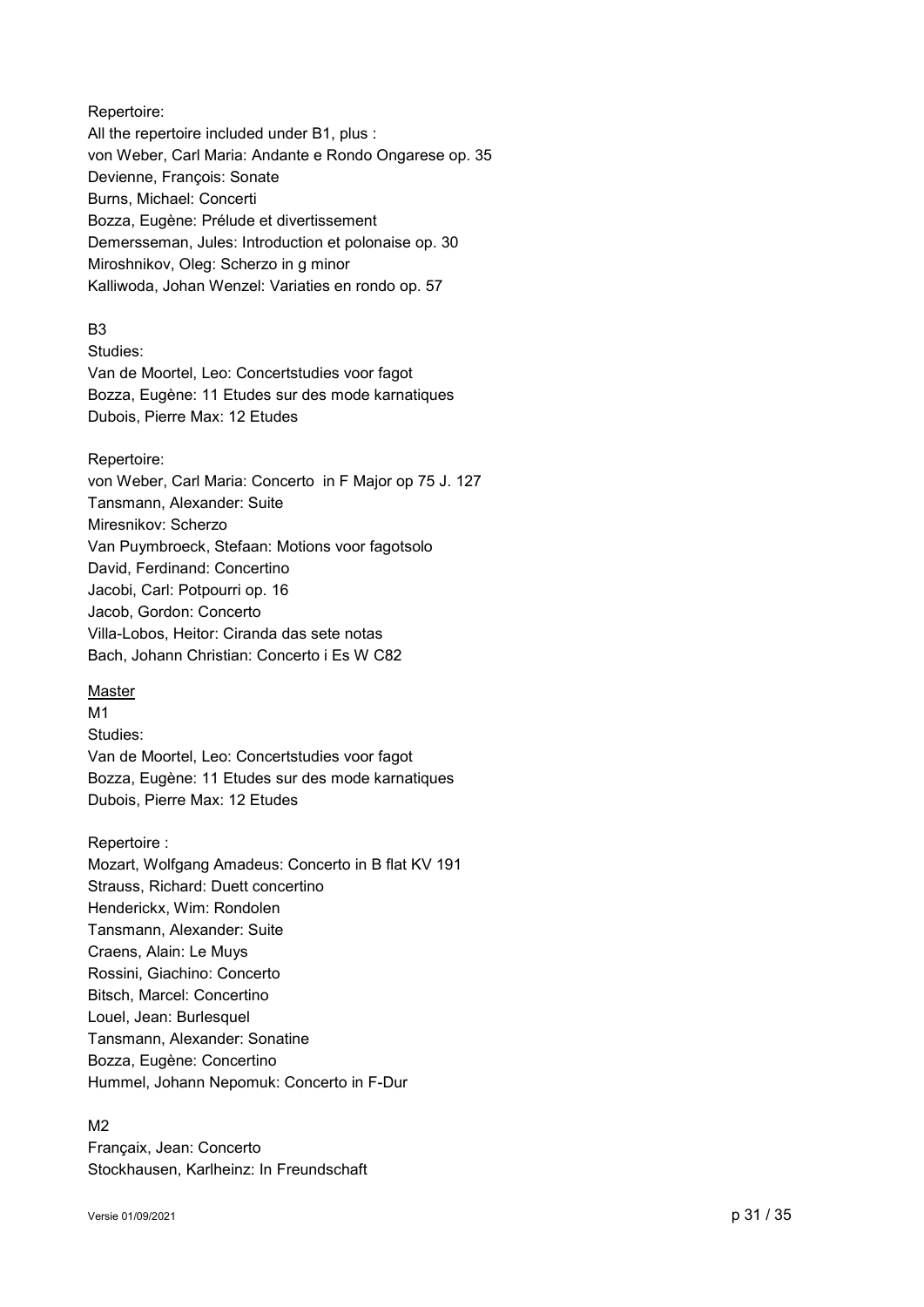Repertoire:
All the repertoire included under B1, plus :
von Weber, Carl Maria: Andante e Rondo Ongarese op. 35
Devienne, François: Sonate
Burns, Michael: Concerti
Bozza, Eugène: Prélude et divertissement
Demersseman, Jules: Introduction et polonaise op. 30
Miroshnikov, Oleg: Scherzo in g minor
Kalliwoda, Johan Wenzel: Variaties en rondo op. 57

B3

Studies:
Van de Moortel, Leo: Concertstudies voor fagot
Bozza, Eugène: 11 Etudes sur des mode karnatiques
Dubois, Pierre Max: 12 Etudes

Repertoire:
von Weber, Carl Maria: Concerto in F Major op 75 J. 127
Tansmann, Alexander: Suite
Miresnikov: Scherzo
Van Puymbroeck, Stefaan: Motions voor fagotsolo
David, Ferdinand: Concertino
Jacobi, Carl: Potpourri op. 16
Jacob, Gordon: Concerto
Villa-Lobos, Heitor: Ciranda das sete notas
Bach, Johann Christian: Concerto i Es W C82

<u>Master</u>

M1

Studies:
Van de Moortel, Leo: Concertstudies voor fagot
Bozza, Eugène: 11 Etudes sur des mode karnatiques
Dubois, Pierre Max: 12 Etudes

Repertoire :
Mozart, Wolfgang Amadeus: Concerto in B flat KV 191
Strauss, Richard: Duett concertino
Henderickx, Wim: Rondolen
Tansmann, Alexander: Suite
Craens, Alain: Le Muys
Rossini, Giachino: Concerto
Bitsch, Marcel: Concertino
Louel, Jean: Burlesquel
Tansmann, Alexander: Sonatine
Bozza, Eugène: Concertino
Hummel, Johann Nepomuk: Concerto in F-Dur

M2

Françaix, Jean: Concerto
Stockhausen, Karlheinz: In Freundschaft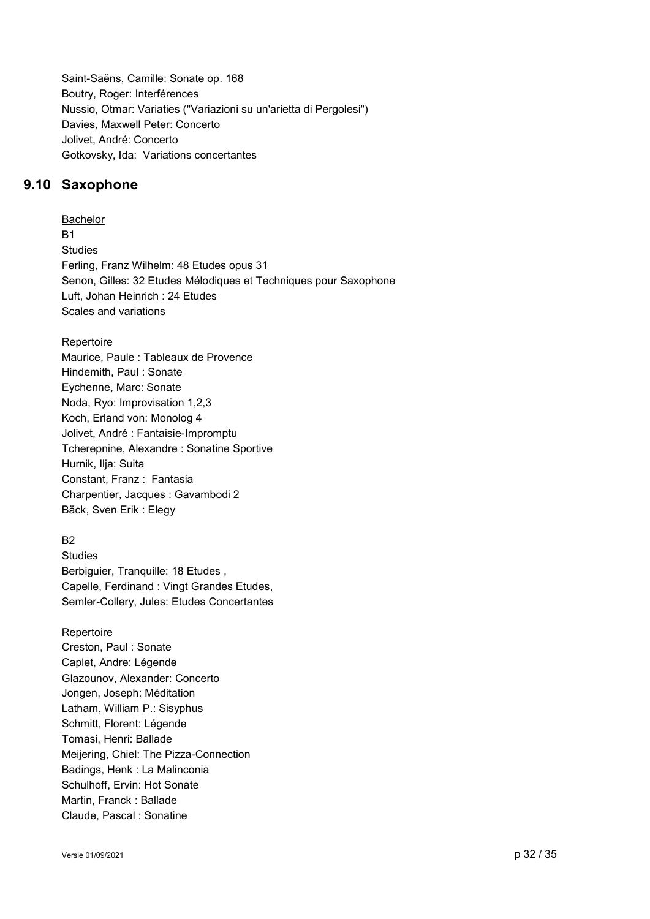Saint-Saëns, Camille: Sonate op. 168
Boutry, Roger: Interférences
Nussio, Otmar: Variaties ("Variazioni su un'arietta di Pergolesi")
Davies, Maxwell Peter: Concerto
Jolivet, André: Concerto
Gotkovsky, Ida:  Variations concertantes

## 9.10 Saxophone

<u>Bachelor</u>

B1

Studies

Ferling, Franz Wilhelm: 48 Etudes opus 31
Senon, Gilles: 32 Etudes Mélodiques et Techniques pour Saxophone
Luft, Johan Heinrich : 24 Etudes
Scales and variations

Repertoire

Maurice, Paule : Tableaux de Provence
Hindemith, Paul : Sonate
Eychenne, Marc: Sonate
Noda, Ryo: Improvisation 1,2,3
Koch, Erland von: Monolog 4
Jolivet, André : Fantaisie-Impromptu
Tcherepnine, Alexandre : Sonatine Sportive
Hurnik, Ilja: Suita
Constant, Franz :  Fantasia
Charpentier, Jacques : Gavambodi 2
Bäck, Sven Erik : Elegy

B2

Studies

Berbiguier, Tranquille: 18 Etudes ,
Capelle, Ferdinand : Vingt Grandes Etudes,
Semler-Collery, Jules: Etudes Concertantes

Repertoire

Creston, Paul : Sonate
Caplet, Andre: Légende
Glazounov, Alexander: Concerto
Jongen, Joseph: Méditation
Latham, William P.: Sisyphus
Schmitt, Florent: Légende
Tomasi, Henri: Ballade
Meijering, Chiel: The Pizza-Connection
Badings, Henk : La Malinconia
Schulhoff, Ervin: Hot Sonate
Martin, Franck : Ballade
Claude, Pascal : Sonatine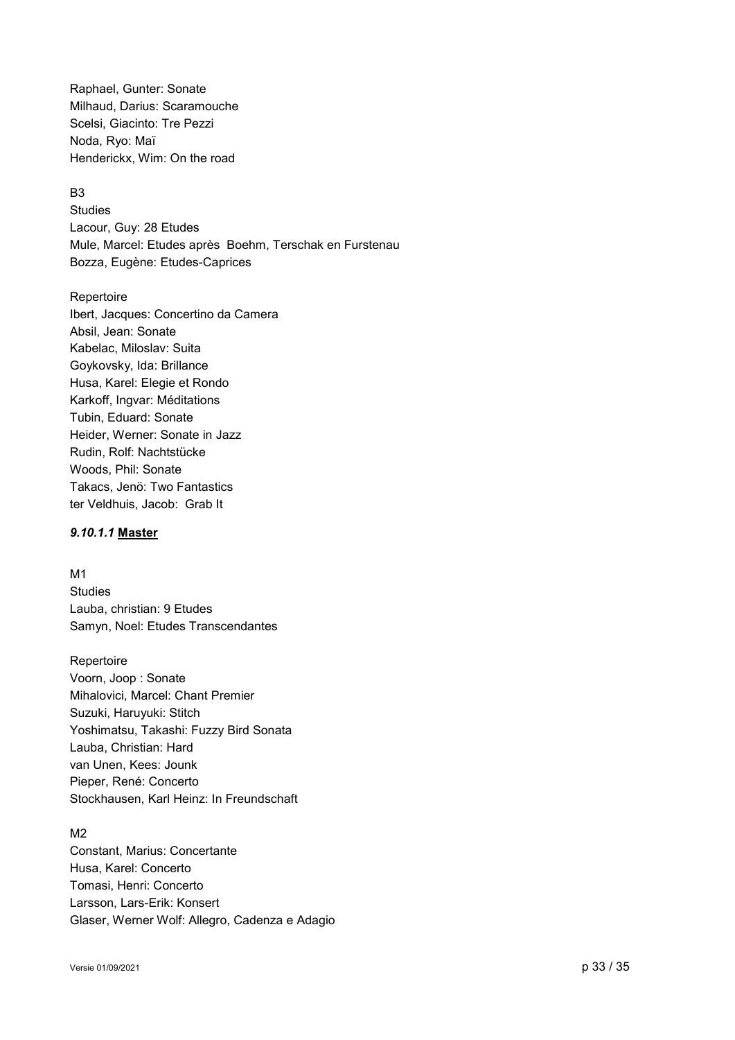Raphael, Gunter: Sonate
Milhaud, Darius: Scaramouche
Scelsi, Giacinto: Tre Pezzi
Noda, Ryo: Maï
Henderickx, Wim: On the road

B3
Studies
Lacour, Guy: 28 Etudes
Mule, Marcel: Etudes après Boehm, Terschak en Furstenau
Bozza, Eugène: Etudes-Caprices

Repertoire
Ibert, Jacques: Concertino da Camera
Absil, Jean: Sonate
Kabelac, Miloslav: Suita
Goykovsky, Ida: Brillance
Husa, Karel: Elegie et Rondo
Karkoff, Ingvar: Méditations
Tubin, Eduard: Sonate
Heider, Werner: Sonate in Jazz
Rudin, Rolf: Nachtstücke
Woods, Phil: Sonate
Takacs, Jenö: Two Fantastics
ter Veldhuis, Jacob: Grab It

#### *9.10.1.1* **Master**

M1
Studies
Lauba, christian: 9 Etudes
Samyn, Noel: Etudes Transcendantes

Repertoire
Voorn, Joop : Sonate
Mihalovici, Marcel: Chant Premier
Suzuki, Haruyuki: Stitch
Yoshimatsu, Takashi: Fuzzy Bird Sonata
Lauba, Christian: Hard
van Unen, Kees: Jounk
Pieper, René: Concerto
Stockhausen, Karl Heinz: In Freundschaft

M2
Constant, Marius: Concertante
Husa, Karel: Concerto
Tomasi, Henri: Concerto
Larsson, Lars-Erik: Konsert
Glaser, Werner Wolf: Allegro, Cadenza e Adagio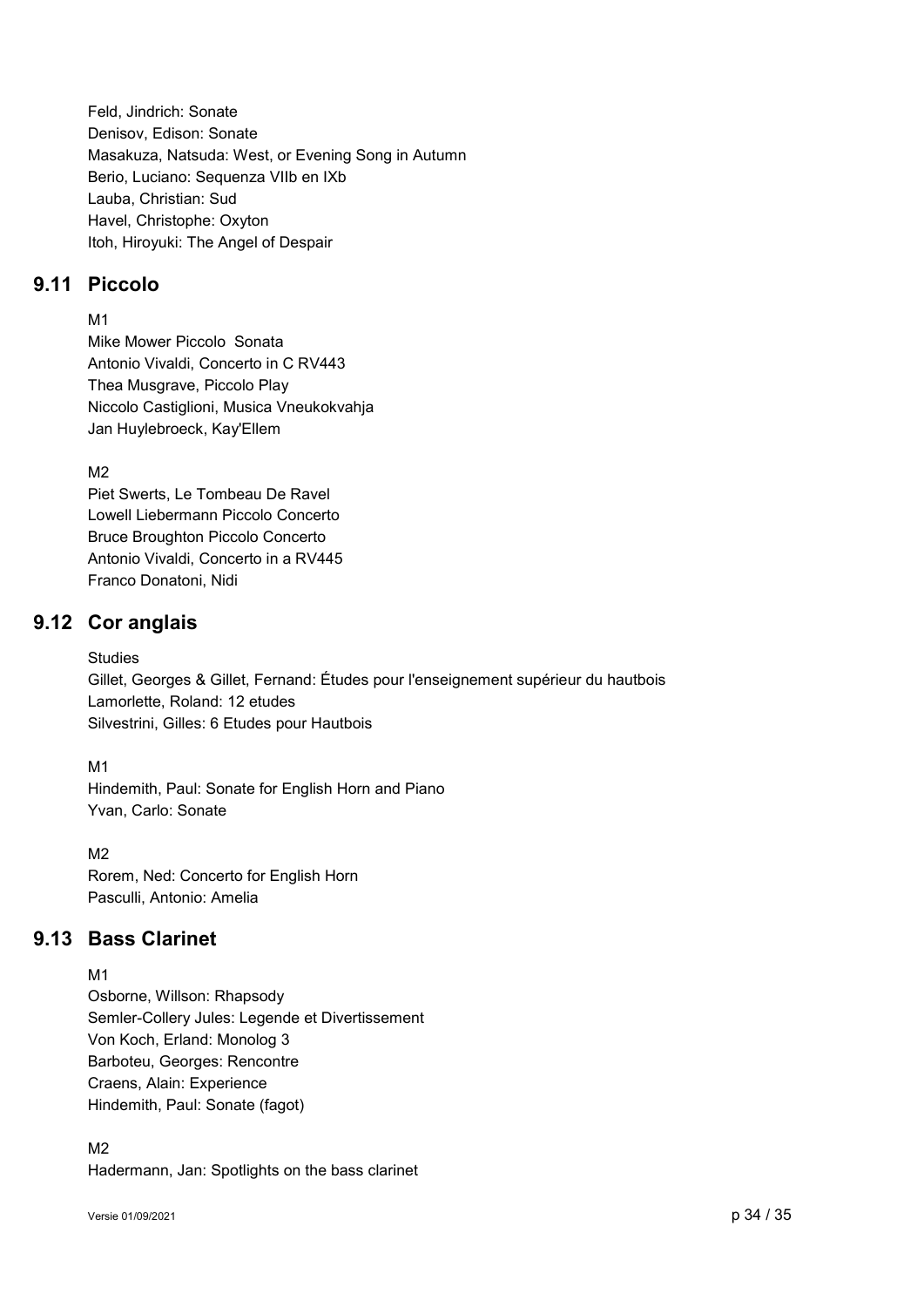Feld, Jindrich: Sonate
Denisov, Edison: Sonate
Masakuza, Natsuda: West, or Evening Song in Autumn
Berio, Luciano: Sequenza VIIb en IXb
Lauba, Christian: Sud
Havel, Christophe: Oxyton
Itoh, Hiroyuki: The Angel of Despair

## 9.11 Piccolo

M1
Mike Mower Piccolo Sonata
Antonio Vivaldi, Concerto in C RV443
Thea Musgrave, Piccolo Play
Niccolo Castiglioni, Musica Vneukokvahja
Jan Huylebroeck, Kay'Ellem

M2
Piet Swerts, Le Tombeau De Ravel
Lowell Liebermann Piccolo Concerto
Bruce Broughton Piccolo Concerto
Antonio Vivaldi, Concerto in a RV445
Franco Donatoni, Nidi

## 9.12 Cor anglais

Studies
Gillet, Georges & Gillet, Fernand: Études pour l'enseignement supérieur du hautbois
Lamorlette, Roland: 12 etudes
Silvestrini, Gilles: 6 Etudes pour Hautbois

M1
Hindemith, Paul: Sonate for English Horn and Piano
Yvan, Carlo: Sonate

M2
Rorem, Ned: Concerto for English Horn
Pasculli, Antonio: Amelia

## 9.13 Bass Clarinet

M1
Osborne, Willson: Rhapsody
Semler-Collery Jules: Legende et Divertissement
Von Koch, Erland: Monolog 3
Barboteu, Georges: Rencontre
Craens, Alain: Experience
Hindemith, Paul: Sonate (fagot)

M2
Hadermann, Jan: Spotlights on the bass clarinet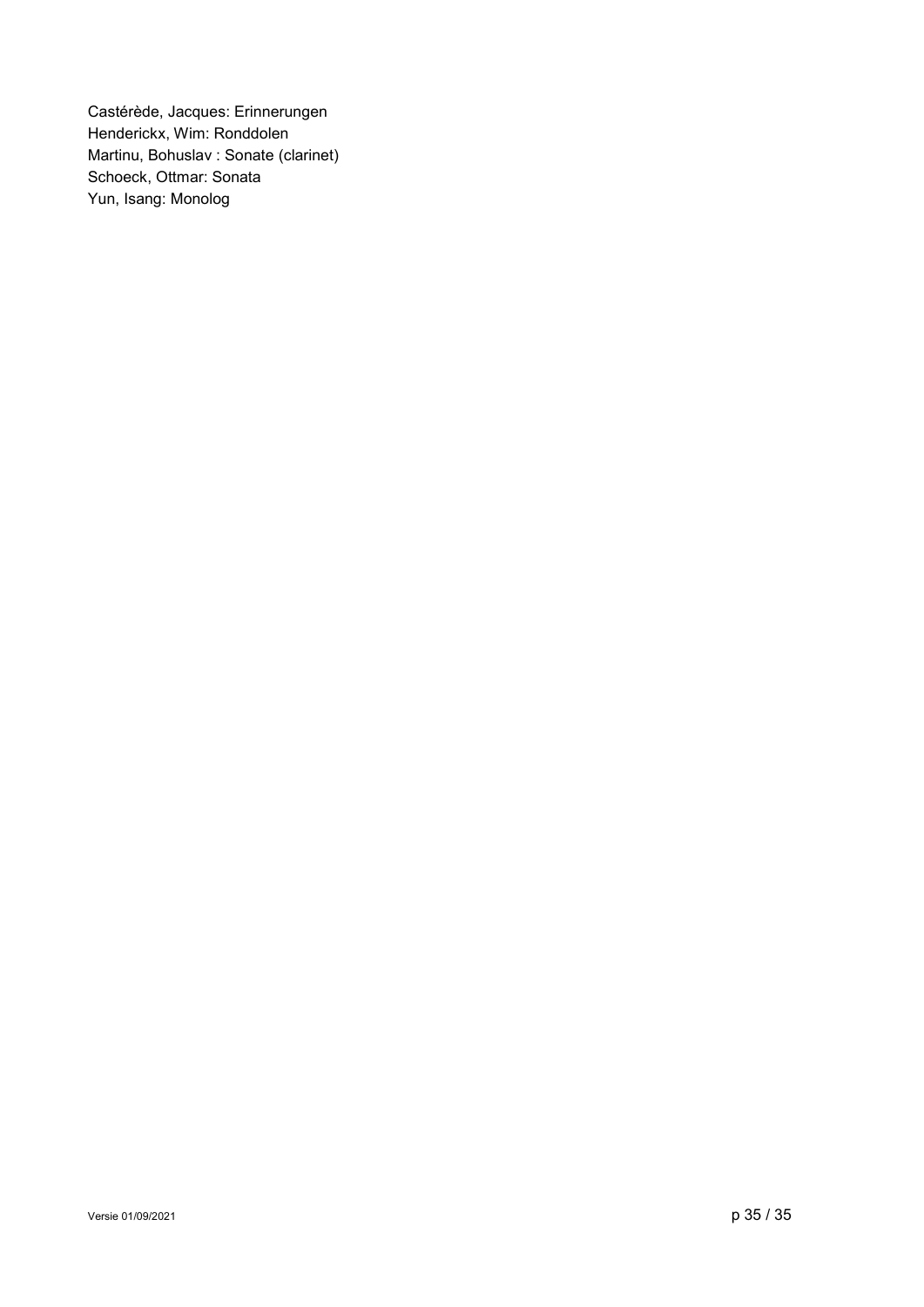Castérède, Jacques: Erinnerungen
Henderickx, Wim: Ronddolen
Martinu, Bohuslav : Sonate (clarinet)
Schoeck, Ottmar: Sonata
Yun, Isang: Monolog